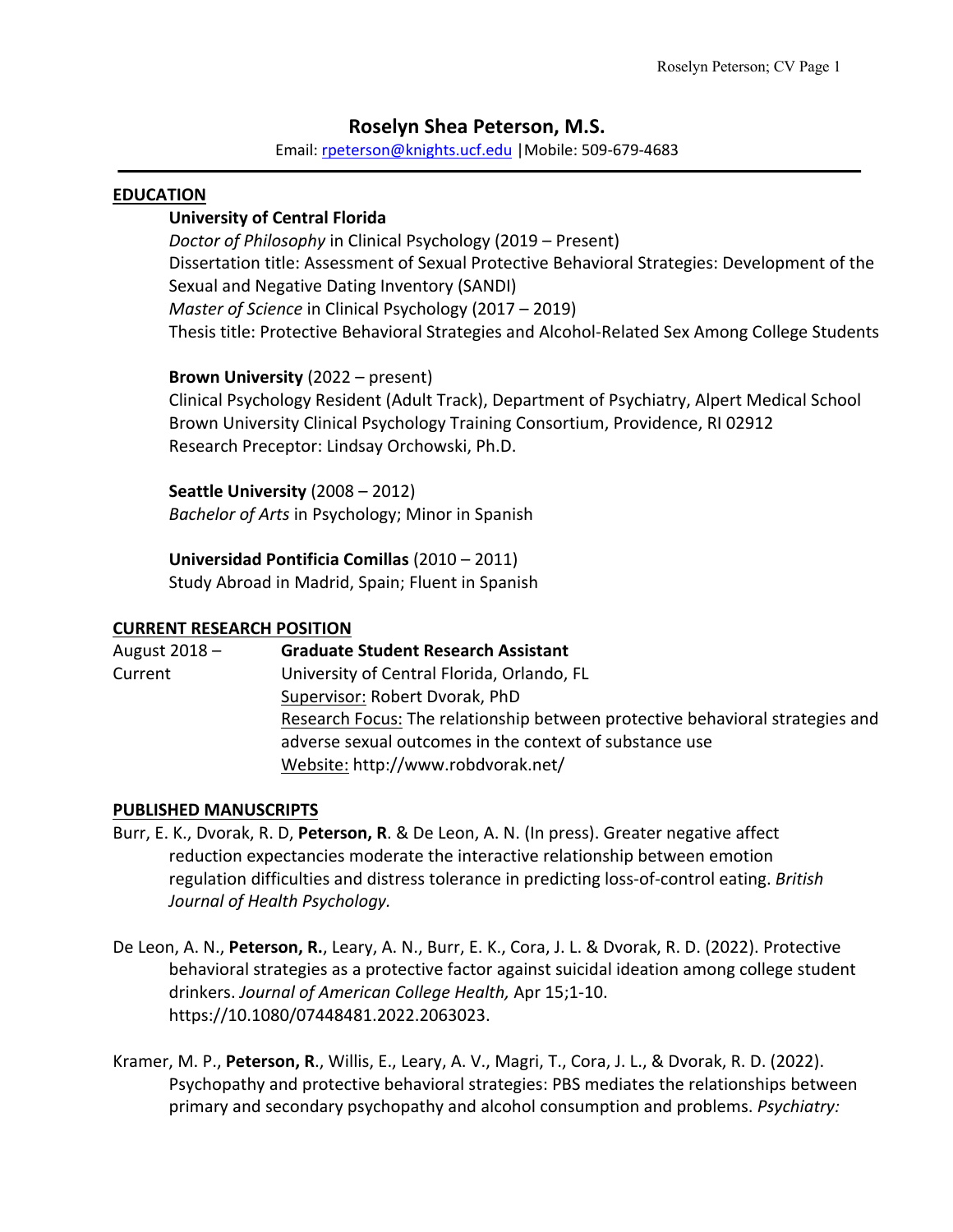# Roselyn Shea Peterson, M.S.

Email: rpeterson@knights.ucf.edu |Mobile: 509-679-4683

## EDUCATION

**University of Central Florida**
*Doctor of Philosophy* in Clinical Psychology (2019 – Present)
Dissertation title: Assessment of Sexual Protective Behavioral Strategies: Development of the Sexual and Negative Dating Inventory (SANDI)
*Master of Science* in Clinical Psychology (2017 – 2019)
Thesis title: Protective Behavioral Strategies and Alcohol-Related Sex Among College Students

**Brown University** (2022 – present)
Clinical Psychology Resident (Adult Track), Department of Psychiatry, Alpert Medical School
Brown University Clinical Psychology Training Consortium, Providence, RI 02912
Research Preceptor: Lindsay Orchowski, Ph.D.

**Seattle University** (2008 – 2012)
*Bachelor of Arts* in Psychology; Minor in Spanish

**Universidad Pontificia Comillas** (2010 – 2011)
Study Abroad in Madrid, Spain; Fluent in Spanish

## CURRENT RESEARCH POSITION

August 2018 – Current

**Graduate Student Research Assistant**
University of Central Florida, Orlando, FL
Supervisor: Robert Dvorak, PhD
Research Focus: The relationship between protective behavioral strategies and adverse sexual outcomes in the context of substance use
Website: http://www.robdvorak.net/

## PUBLISHED MANUSCRIPTS

Burr, E. K., Dvorak, R. D, **Peterson, R**. & De Leon, A. N. (In press). Greater negative affect reduction expectancies moderate the interactive relationship between emotion regulation difficulties and distress tolerance in predicting loss-of-control eating. *British Journal of Health Psychology.*

De Leon, A. N., **Peterson, R.**, Leary, A. N., Burr, E. K., Cora, J. L. & Dvorak, R. D. (2022). Protective behavioral strategies as a protective factor against suicidal ideation among college student drinkers. *Journal of American College Health,* Apr 15;1-10. https://10.1080/07448481.2022.2063023.

Kramer, M. P., **Peterson, R**., Willis, E., Leary, A. V., Magri, T., Cora, J. L., & Dvorak, R. D. (2022). Psychopathy and protective behavioral strategies: PBS mediates the relationships between primary and secondary psychopathy and alcohol consumption and problems. *Psychiatry:*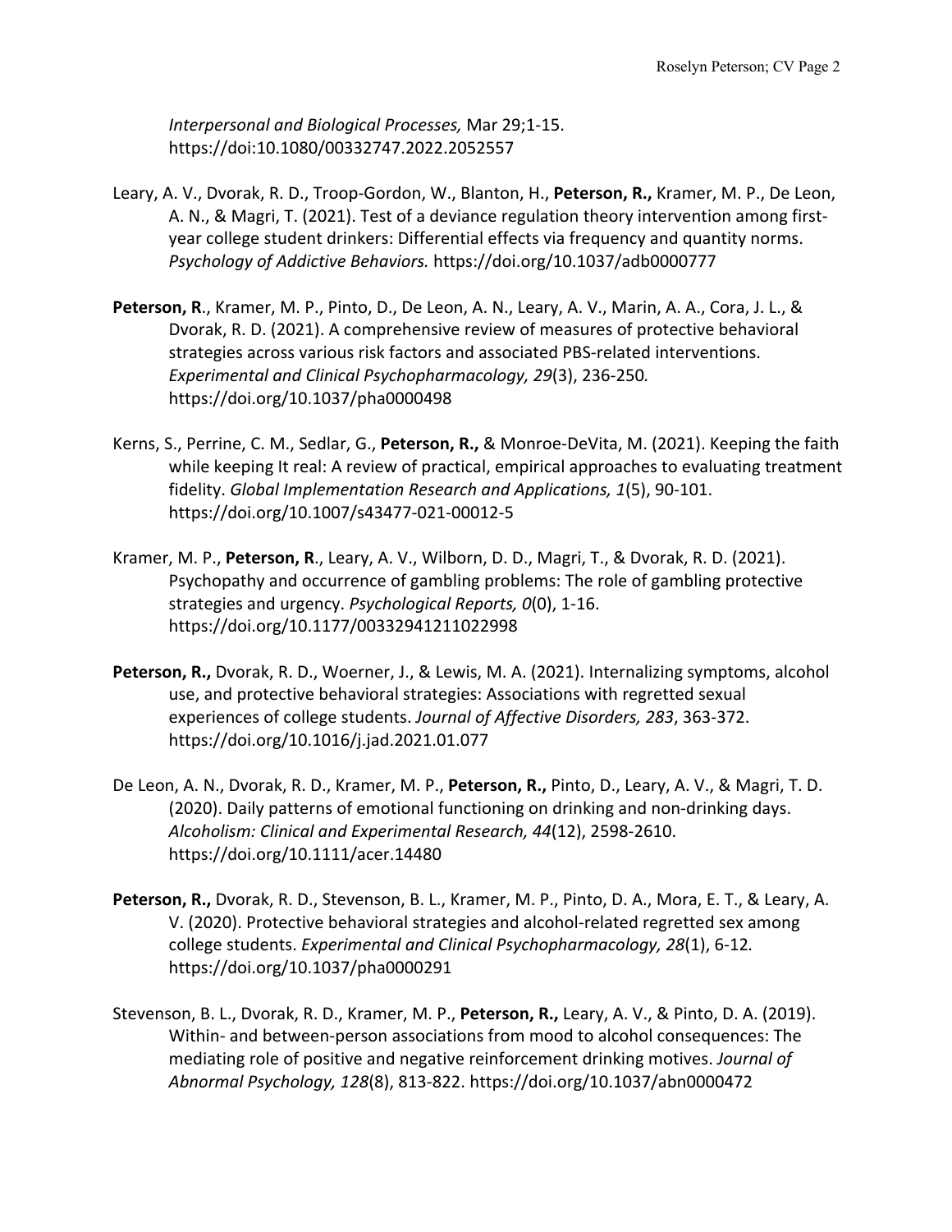*Interpersonal and Biological Processes,* Mar 29;1-15. https://doi:10.1080/00332747.2022.2052557

Leary, A. V., Dvorak, R. D., Troop-Gordon, W., Blanton, H., **Peterson, R.,** Kramer, M. P., De Leon, A. N., & Magri, T. (2021). Test of a deviance regulation theory intervention among first-year college student drinkers: Differential effects via frequency and quantity norms. *Psychology of Addictive Behaviors.* https://doi.org/10.1037/adb0000777

**Peterson, R**., Kramer, M. P., Pinto, D., De Leon, A. N., Leary, A. V., Marin, A. A., Cora, J. L., & Dvorak, R. D. (2021). A comprehensive review of measures of protective behavioral strategies across various risk factors and associated PBS-related interventions. *Experimental and Clinical Psychopharmacology, 29*(3), 236-250*.* https://doi.org/10.1037/pha0000498

Kerns, S., Perrine, C. M., Sedlar, G., **Peterson, R.,** & Monroe-DeVita, M. (2021). Keeping the faith while keeping It real: A review of practical, empirical approaches to evaluating treatment fidelity. *Global Implementation Research and Applications, 1*(5), 90-101. https://doi.org/10.1007/s43477-021-00012-5

Kramer, M. P., **Peterson, R**., Leary, A. V., Wilborn, D. D., Magri, T., & Dvorak, R. D. (2021). Psychopathy and occurrence of gambling problems: The role of gambling protective strategies and urgency. *Psychological Reports, 0*(0), 1-16. https://doi.org/10.1177/00332941211022998

**Peterson, R.,** Dvorak, R. D., Woerner, J., & Lewis, M. A. (2021). Internalizing symptoms, alcohol use, and protective behavioral strategies: Associations with regretted sexual experiences of college students. *Journal of Affective Disorders, 283*, 363-372. https://doi.org/10.1016/j.jad.2021.01.077

De Leon, A. N., Dvorak, R. D., Kramer, M. P., **Peterson, R.,** Pinto, D., Leary, A. V., & Magri, T. D. (2020). Daily patterns of emotional functioning on drinking and non-drinking days. *Alcoholism: Clinical and Experimental Research, 44*(12), 2598-2610. https://doi.org/10.1111/acer.14480

**Peterson, R.,** Dvorak, R. D., Stevenson, B. L., Kramer, M. P., Pinto, D. A., Mora, E. T., & Leary, A. V. (2020). Protective behavioral strategies and alcohol-related regretted sex among college students. *Experimental and Clinical Psychopharmacology, 28*(1), 6-12*.* https://doi.org/10.1037/pha0000291

Stevenson, B. L., Dvorak, R. D., Kramer, M. P., **Peterson, R.,** Leary, A. V., & Pinto, D. A. (2019). Within- and between-person associations from mood to alcohol consequences: The mediating role of positive and negative reinforcement drinking motives. *Journal of Abnormal Psychology, 128*(8), 813-822. https://doi.org/10.1037/abn0000472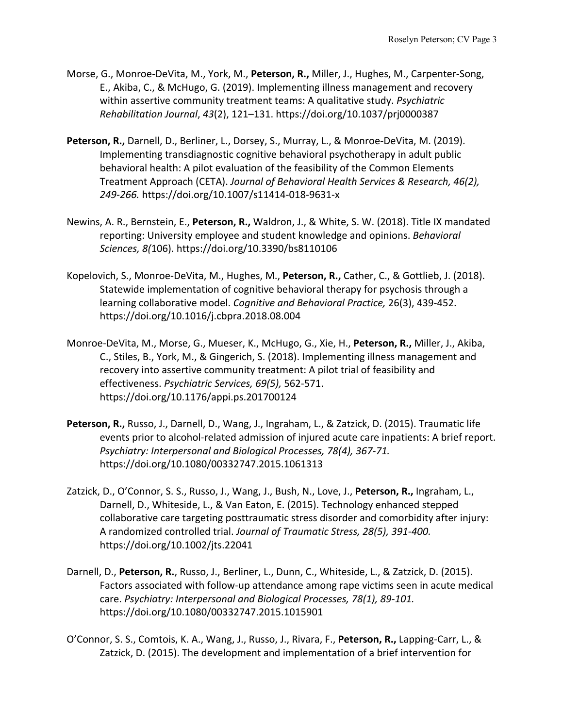Morse, G., Monroe-DeVita, M., York, M., **Peterson, R.,** Miller, J., Hughes, M., Carpenter-Song, E., Akiba, C., & McHugo, G. (2019). Implementing illness management and recovery within assertive community treatment teams: A qualitative study. *Psychiatric Rehabilitation Journal*, *43*(2), 121–131. https://doi.org/10.1037/prj0000387

**Peterson, R.,** Darnell, D., Berliner, L., Dorsey, S., Murray, L., & Monroe-DeVita, M. (2019). Implementing transdiagnostic cognitive behavioral psychotherapy in adult public behavioral health: A pilot evaluation of the feasibility of the Common Elements Treatment Approach (CETA). *Journal of Behavioral Health Services & Research, 46(2), 249-266.* https://doi.org/10.1007/s11414-018-9631-x

Newins, A. R., Bernstein, E., **Peterson, R.,** Waldron, J., & White, S. W. (2018). Title IX mandated reporting: University employee and student knowledge and opinions. *Behavioral Sciences, 8(*106). https://doi.org/10.3390/bs8110106

Kopelovich, S., Monroe-DeVita, M., Hughes, M., **Peterson, R.,** Cather, C., & Gottlieb, J. (2018). Statewide implementation of cognitive behavioral therapy for psychosis through a learning collaborative model. *Cognitive and Behavioral Practice,* 26(3), 439-452. https://doi.org/10.1016/j.cbpra.2018.08.004

Monroe-DeVita, M., Morse, G., Mueser, K., McHugo, G., Xie, H., **Peterson, R.,** Miller, J., Akiba, C., Stiles, B., York, M., & Gingerich, S. (2018). Implementing illness management and recovery into assertive community treatment: A pilot trial of feasibility and effectiveness. *Psychiatric Services, 69(5),* 562-571. https://doi.org/10.1176/appi.ps.201700124

**Peterson, R.,** Russo, J., Darnell, D., Wang, J., Ingraham, L., & Zatzick, D. (2015). Traumatic life events prior to alcohol-related admission of injured acute care inpatients: A brief report. *Psychiatry: Interpersonal and Biological Processes, 78(4), 367-71.* https://doi.org/10.1080/00332747.2015.1061313

Zatzick, D., O'Connor, S. S., Russo, J., Wang, J., Bush, N., Love, J., **Peterson, R.,** Ingraham, L., Darnell, D., Whiteside, L., & Van Eaton, E. (2015). Technology enhanced stepped collaborative care targeting posttraumatic stress disorder and comorbidity after injury: A randomized controlled trial. *Journal of Traumatic Stress, 28(5), 391-400.* https://doi.org/10.1002/jts.22041

Darnell, D., **Peterson, R.**, Russo, J., Berliner, L., Dunn, C., Whiteside, L., & Zatzick, D. (2015). Factors associated with follow-up attendance among rape victims seen in acute medical care. *Psychiatry: Interpersonal and Biological Processes, 78(1), 89-101.* https://doi.org/10.1080/00332747.2015.1015901

O'Connor, S. S., Comtois, K. A., Wang, J., Russo, J., Rivara, F., **Peterson, R.,** Lapping-Carr, L., & Zatzick, D. (2015). The development and implementation of a brief intervention for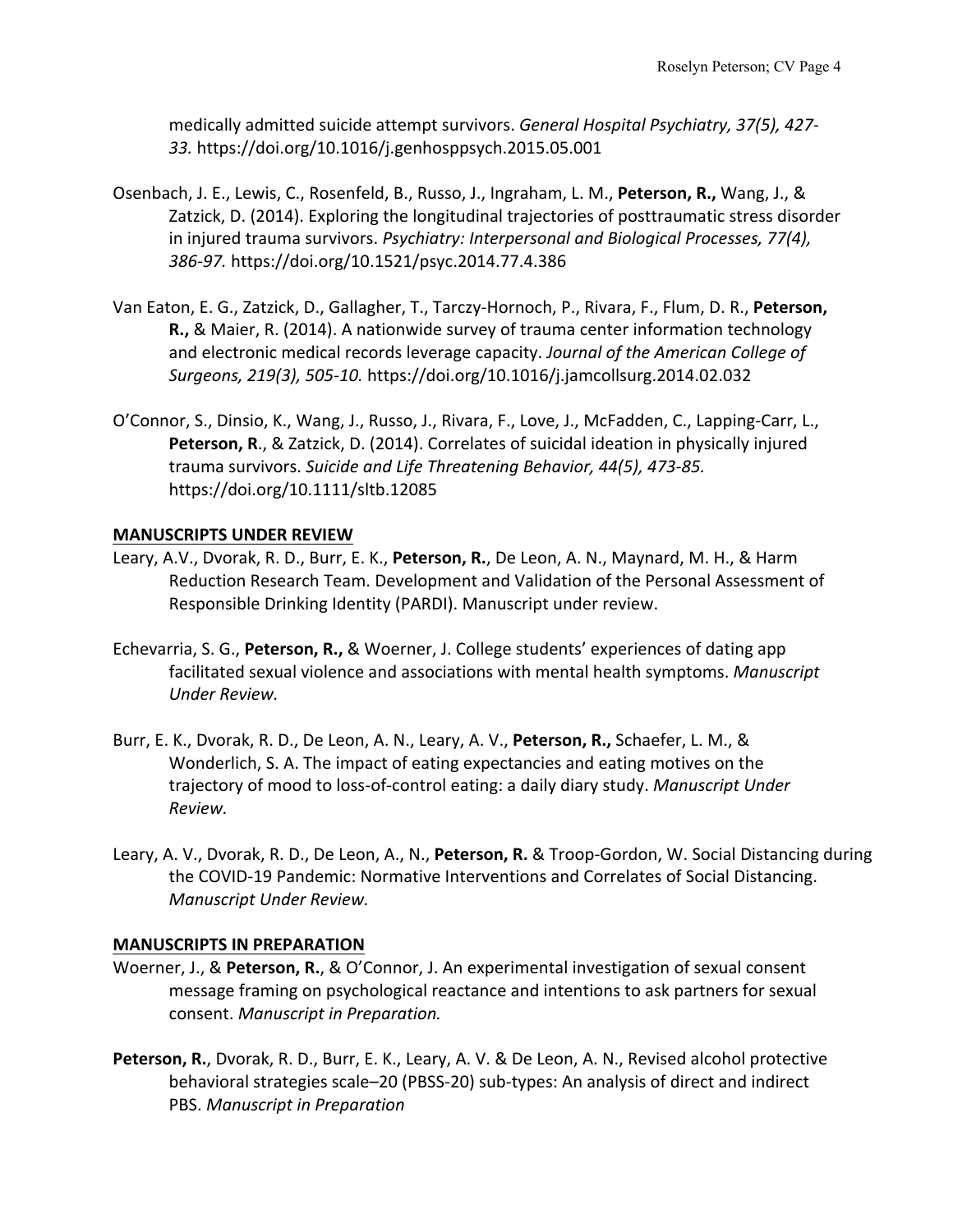medically admitted suicide attempt survivors. *General Hospital Psychiatry, 37(5), 427-33.* https://doi.org/10.1016/j.genhosppsych.2015.05.001

Osenbach, J. E., Lewis, C., Rosenfeld, B., Russo, J., Ingraham, L. M., **Peterson, R.,** Wang, J., & Zatzick, D. (2014). Exploring the longitudinal trajectories of posttraumatic stress disorder in injured trauma survivors. *Psychiatry: Interpersonal and Biological Processes, 77(4), 386-97.* https://doi.org/10.1521/psyc.2014.77.4.386

Van Eaton, E. G., Zatzick, D., Gallagher, T., Tarczy-Hornoch, P., Rivara, F., Flum, D. R., **Peterson, R.,** & Maier, R. (2014). A nationwide survey of trauma center information technology and electronic medical records leverage capacity. *Journal of the American College of Surgeons, 219(3), 505-10.* https://doi.org/10.1016/j.jamcollsurg.2014.02.032

O'Connor, S., Dinsio, K., Wang, J., Russo, J., Rivara, F., Love, J., McFadden, C., Lapping-Carr, L., **Peterson, R**., & Zatzick, D. (2014). Correlates of suicidal ideation in physically injured trauma survivors. *Suicide and Life Threatening Behavior, 44(5), 473-85.* https://doi.org/10.1111/sltb.12085

## MANUSCRIPTS UNDER REVIEW

Leary, A.V., Dvorak, R. D., Burr, E. K., **Peterson, R.**, De Leon, A. N., Maynard, M. H., & Harm Reduction Research Team. Development and Validation of the Personal Assessment of Responsible Drinking Identity (PARDI). Manuscript under review.

Echevarria, S. G., **Peterson, R.,** & Woerner, J. College students' experiences of dating app facilitated sexual violence and associations with mental health symptoms. *Manuscript Under Review.*

Burr, E. K., Dvorak, R. D., De Leon, A. N., Leary, A. V., **Peterson, R.,** Schaefer, L. M., & Wonderlich, S. A. The impact of eating expectancies and eating motives on the trajectory of mood to loss-of-control eating: a daily diary study. *Manuscript Under Review.*

Leary, A. V., Dvorak, R. D., De Leon, A., N., **Peterson, R.** & Troop-Gordon, W. Social Distancing during the COVID-19 Pandemic: Normative Interventions and Correlates of Social Distancing. *Manuscript Under Review.*

## MANUSCRIPTS IN PREPARATION

Woerner, J., & **Peterson, R.**, & O'Connor, J. An experimental investigation of sexual consent message framing on psychological reactance and intentions to ask partners for sexual consent. *Manuscript in Preparation.*

**Peterson, R.**, Dvorak, R. D., Burr, E. K., Leary, A. V. & De Leon, A. N., Revised alcohol protective behavioral strategies scale–20 (PBSS-20) sub-types: An analysis of direct and indirect PBS. *Manuscript in Preparation*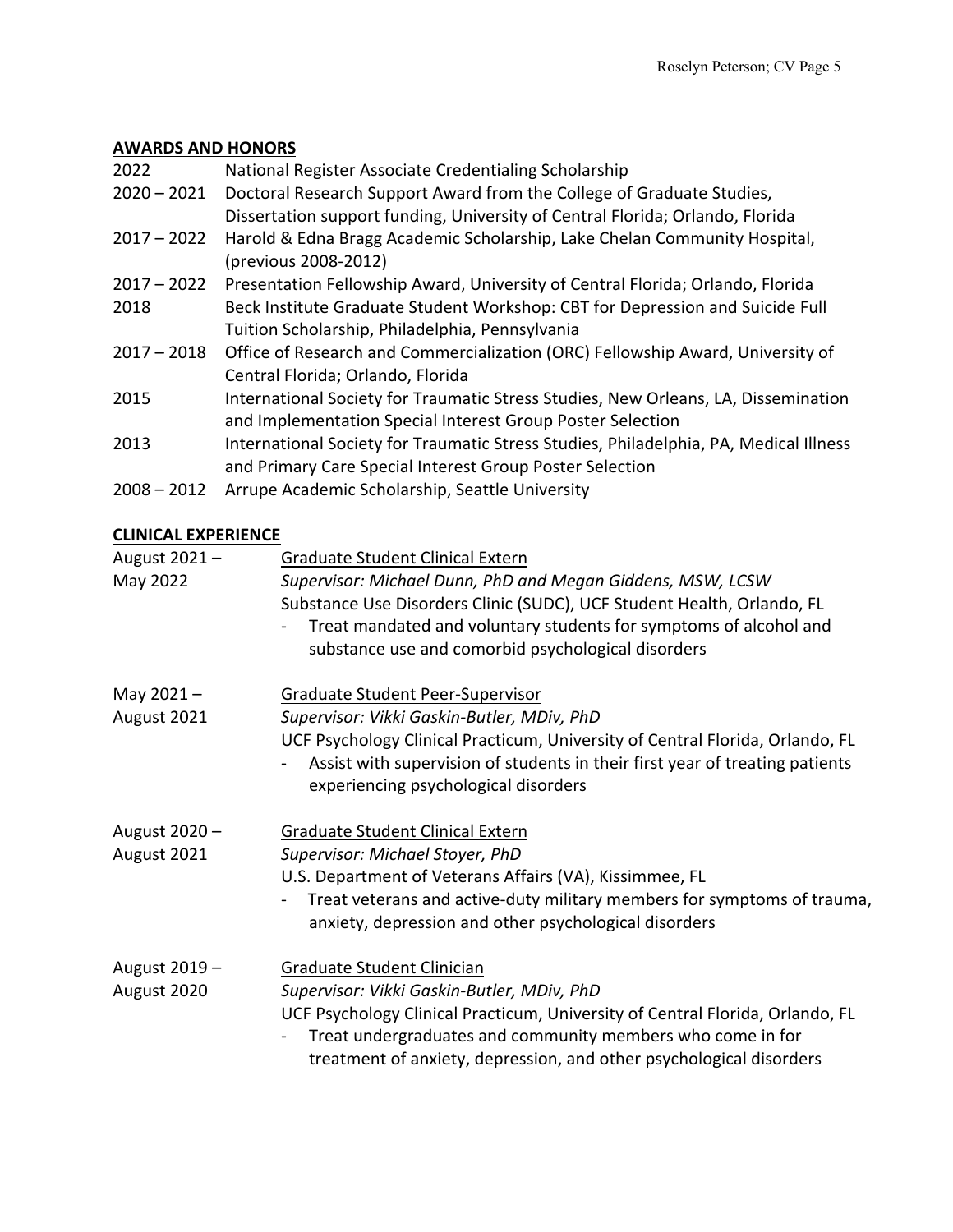## AWARDS AND HONORS

| | |
|---|---|
| 2022 | National Register Associate Credentialing Scholarship |
| 2020 – 2021 | Doctoral Research Support Award from the College of Graduate Studies, Dissertation support funding, University of Central Florida; Orlando, Florida |
| 2017 – 2022 | Harold & Edna Bragg Academic Scholarship, Lake Chelan Community Hospital, (previous 2008-2012) |
| 2017 – 2022 | Presentation Fellowship Award, University of Central Florida; Orlando, Florida |
| 2018 | Beck Institute Graduate Student Workshop: CBT for Depression and Suicide Full Tuition Scholarship, Philadelphia, Pennsylvania |
| 2017 – 2018 | Office of Research and Commercialization (ORC) Fellowship Award, University of Central Florida; Orlando, Florida |
| 2015 | International Society for Traumatic Stress Studies, New Orleans, LA, Dissemination and Implementation Special Interest Group Poster Selection |
| 2013 | International Society for Traumatic Stress Studies, Philadelphia, PA, Medical Illness and Primary Care Special Interest Group Poster Selection |
| 2008 – 2012 | Arrupe Academic Scholarship, Seattle University |

## CLINICAL EXPERIENCE

**August 2021 – May 2022**
Graduate Student Clinical Extern
*Supervisor: Michael Dunn, PhD and Megan Giddens, MSW, LCSW*
Substance Use Disorders Clinic (SUDC), UCF Student Health, Orlando, FL
- Treat mandated and voluntary students for symptoms of alcohol and substance use and comorbid psychological disorders

**May 2021 – August 2021**
Graduate Student Peer-Supervisor
*Supervisor: Vikki Gaskin-Butler, MDiv, PhD*
UCF Psychology Clinical Practicum, University of Central Florida, Orlando, FL
- Assist with supervision of students in their first year of treating patients experiencing psychological disorders

**August 2020 – August 2021**
Graduate Student Clinical Extern
*Supervisor: Michael Stoyer, PhD*
U.S. Department of Veterans Affairs (VA), Kissimmee, FL
- Treat veterans and active-duty military members for symptoms of trauma, anxiety, depression and other psychological disorders

**August 2019 – August 2020**
Graduate Student Clinician
*Supervisor: Vikki Gaskin-Butler, MDiv, PhD*
UCF Psychology Clinical Practicum, University of Central Florida, Orlando, FL
- Treat undergraduates and community members who come in for treatment of anxiety, depression, and other psychological disorders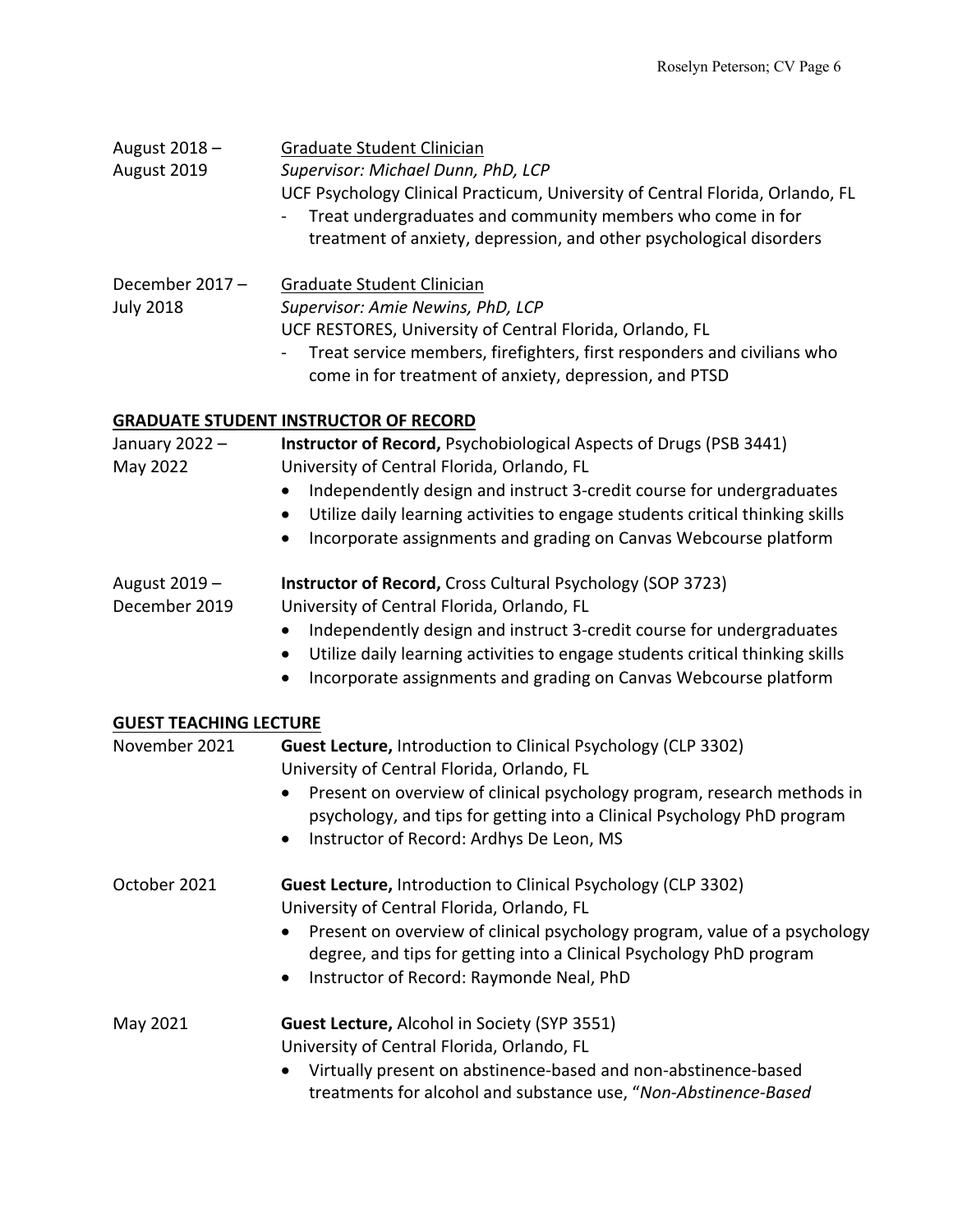August 2018 – August 2019

<u>Graduate Student Clinician</u>
*Supervisor: Michael Dunn, PhD, LCP*
UCF Psychology Clinical Practicum, University of Central Florida, Orlando, FL

- Treat undergraduates and community members who come in for treatment of anxiety, depression, and other psychological disorders

December 2017 – July 2018

<u>Graduate Student Clinician</u>
*Supervisor: Amie Newins, PhD, LCP*
UCF RESTORES, University of Central Florida, Orlando, FL

- Treat service members, firefighters, first responders and civilians who come in for treatment of anxiety, depression, and PTSD

## GRADUATE STUDENT INSTRUCTOR OF RECORD

January 2022 – May 2022

**Instructor of Record,** Psychobiological Aspects of Drugs (PSB 3441)
University of Central Florida, Orlando, FL

- Independently design and instruct 3-credit course for undergraduates
- Utilize daily learning activities to engage students critical thinking skills
- Incorporate assignments and grading on Canvas Webcourse platform

August 2019 – December 2019

**Instructor of Record,** Cross Cultural Psychology (SOP 3723)
University of Central Florida, Orlando, FL

- Independently design and instruct 3-credit course for undergraduates
- Utilize daily learning activities to engage students critical thinking skills
- Incorporate assignments and grading on Canvas Webcourse platform

## GUEST TEACHING LECTURE

November 2021

**Guest Lecture,** Introduction to Clinical Psychology (CLP 3302)
University of Central Florida, Orlando, FL

- Present on overview of clinical psychology program, research methods in psychology, and tips for getting into a Clinical Psychology PhD program
- Instructor of Record: Ardhys De Leon, MS

October 2021

**Guest Lecture,** Introduction to Clinical Psychology (CLP 3302)
University of Central Florida, Orlando, FL

- Present on overview of clinical psychology program, value of a psychology degree, and tips for getting into a Clinical Psychology PhD program
- Instructor of Record: Raymonde Neal, PhD

May 2021

**Guest Lecture,** Alcohol in Society (SYP 3551)
University of Central Florida, Orlando, FL

- Virtually present on abstinence-based and non-abstinence-based treatments for alcohol and substance use, "*Non-Abstinence-Based*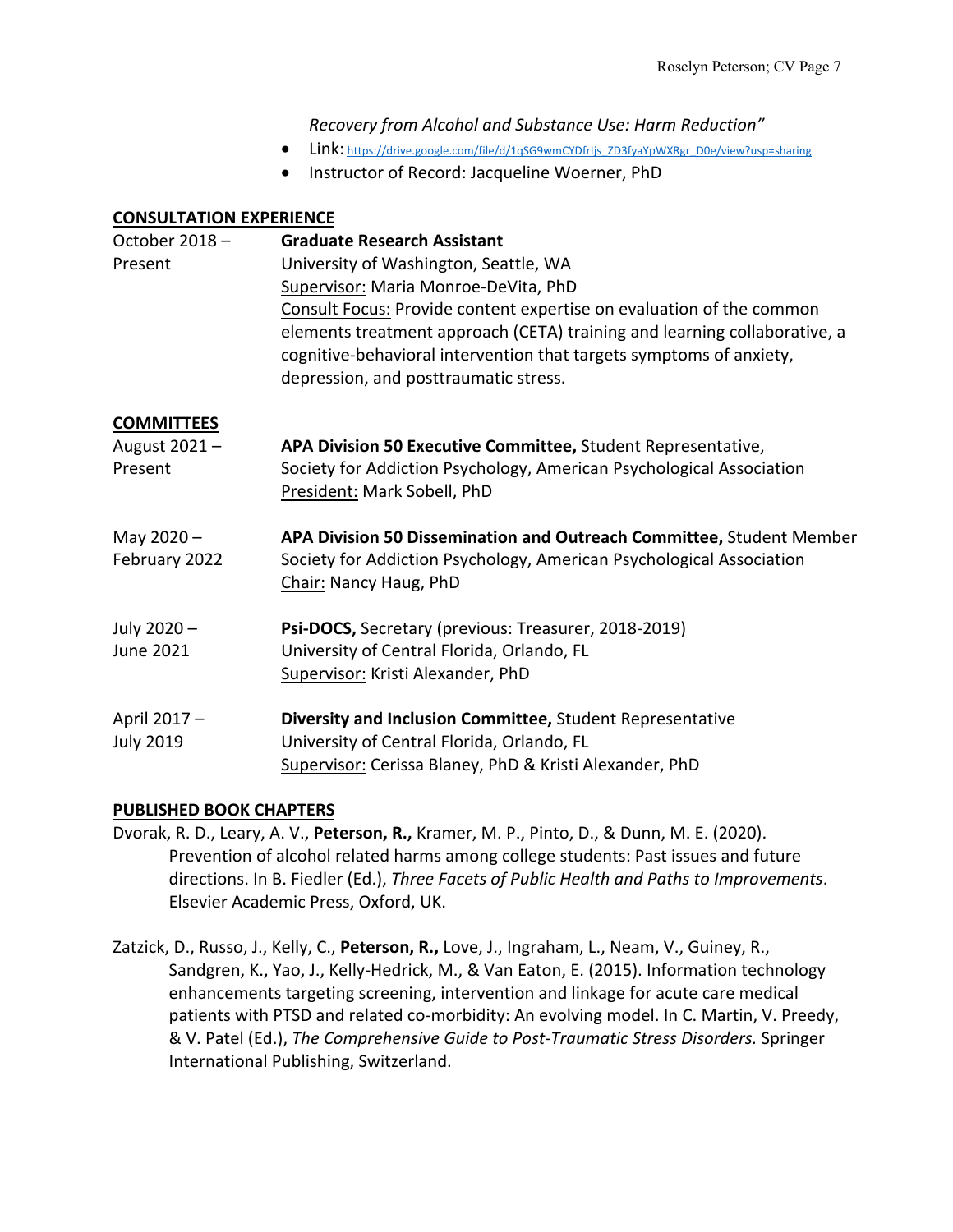*Recovery from Alcohol and Substance Use: Harm Reduction"*

- Link: https://drive.google.com/file/d/1qSG9wmCYDfrIjs_ZD3fyaYpWXRgr_D0e/view?usp=sharing
- Instructor of Record: Jacqueline Woerner, PhD

## CONSULTATION EXPERIENCE

October 2018 – Present

**Graduate Research Assistant**
University of Washington, Seattle, WA
Supervisor: Maria Monroe-DeVita, PhD
Consult Focus: Provide content expertise on evaluation of the common elements treatment approach (CETA) training and learning collaborative, a cognitive-behavioral intervention that targets symptoms of anxiety, depression, and posttraumatic stress.

## COMMITTEES

August 2021 – Present

**APA Division 50 Executive Committee,** Student Representative,
Society for Addiction Psychology, American Psychological Association
President: Mark Sobell, PhD

May 2020 – February 2022

**APA Division 50 Dissemination and Outreach Committee,** Student Member
Society for Addiction Psychology, American Psychological Association
Chair: Nancy Haug, PhD

July 2020 – June 2021

**Psi-DOCS,** Secretary (previous: Treasurer, 2018-2019)
University of Central Florida, Orlando, FL
Supervisor: Kristi Alexander, PhD

April 2017 – July 2019

**Diversity and Inclusion Committee,** Student Representative
University of Central Florida, Orlando, FL
Supervisor: Cerissa Blaney, PhD & Kristi Alexander, PhD

## PUBLISHED BOOK CHAPTERS

Dvorak, R. D., Leary, A. V., **Peterson, R.,** Kramer, M. P., Pinto, D., & Dunn, M. E. (2020). Prevention of alcohol related harms among college students: Past issues and future directions. In B. Fiedler (Ed.), *Three Facets of Public Health and Paths to Improvements*. Elsevier Academic Press, Oxford, UK.

Zatzick, D., Russo, J., Kelly, C., **Peterson, R.,** Love, J., Ingraham, L., Neam, V., Guiney, R., Sandgren, K., Yao, J., Kelly-Hedrick, M., & Van Eaton, E. (2015). Information technology enhancements targeting screening, intervention and linkage for acute care medical patients with PTSD and related co-morbidity: An evolving model. In C. Martin, V. Preedy, & V. Patel (Ed.), *The Comprehensive Guide to Post-Traumatic Stress Disorders.* Springer International Publishing, Switzerland.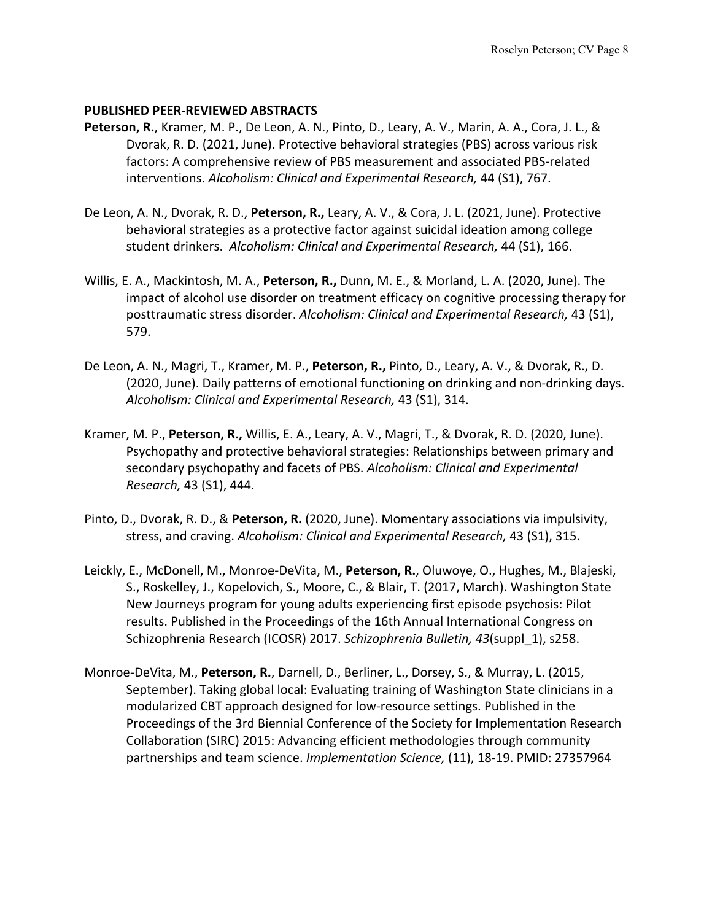## PUBLISHED PEER-REVIEWED ABSTRACTS

**Peterson, R.**, Kramer, M. P., De Leon, A. N., Pinto, D., Leary, A. V., Marin, A. A., Cora, J. L., & Dvorak, R. D. (2021, June). Protective behavioral strategies (PBS) across various risk factors: A comprehensive review of PBS measurement and associated PBS-related interventions. *Alcoholism: Clinical and Experimental Research,* 44 (S1), 767.

De Leon, A. N., Dvorak, R. D., **Peterson, R.,** Leary, A. V., & Cora, J. L. (2021, June). Protective behavioral strategies as a protective factor against suicidal ideation among college student drinkers. *Alcoholism: Clinical and Experimental Research,* 44 (S1), 166.

Willis, E. A., Mackintosh, M. A., **Peterson, R.,** Dunn, M. E., & Morland, L. A. (2020, June). The impact of alcohol use disorder on treatment efficacy on cognitive processing therapy for posttraumatic stress disorder. *Alcoholism: Clinical and Experimental Research,* 43 (S1), 579.

De Leon, A. N., Magri, T., Kramer, M. P., **Peterson, R.,** Pinto, D., Leary, A. V., & Dvorak, R., D. (2020, June). Daily patterns of emotional functioning on drinking and non-drinking days. *Alcoholism: Clinical and Experimental Research,* 43 (S1), 314.

Kramer, M. P., **Peterson, R.,** Willis, E. A., Leary, A. V., Magri, T., & Dvorak, R. D. (2020, June). Psychopathy and protective behavioral strategies: Relationships between primary and secondary psychopathy and facets of PBS. *Alcoholism: Clinical and Experimental Research,* 43 (S1), 444.

Pinto, D., Dvorak, R. D., & **Peterson, R.** (2020, June). Momentary associations via impulsivity, stress, and craving. *Alcoholism: Clinical and Experimental Research,* 43 (S1), 315.

Leickly, E., McDonell, M., Monroe-DeVita, M., **Peterson, R.**, Oluwoye, O., Hughes, M., Blajeski, S., Roskelley, J., Kopelovich, S., Moore, C., & Blair, T. (2017, March). Washington State New Journeys program for young adults experiencing first episode psychosis: Pilot results. Published in the Proceedings of the 16th Annual International Congress on Schizophrenia Research (ICOSR) 2017. *Schizophrenia Bulletin, 43*(suppl_1), s258.

Monroe-DeVita, M., **Peterson, R.**, Darnell, D., Berliner, L., Dorsey, S., & Murray, L. (2015, September). Taking global local: Evaluating training of Washington State clinicians in a modularized CBT approach designed for low-resource settings. Published in the Proceedings of the 3rd Biennial Conference of the Society for Implementation Research Collaboration (SIRC) 2015: Advancing efficient methodologies through community partnerships and team science. *Implementation Science,* (11), 18-19. PMID: 27357964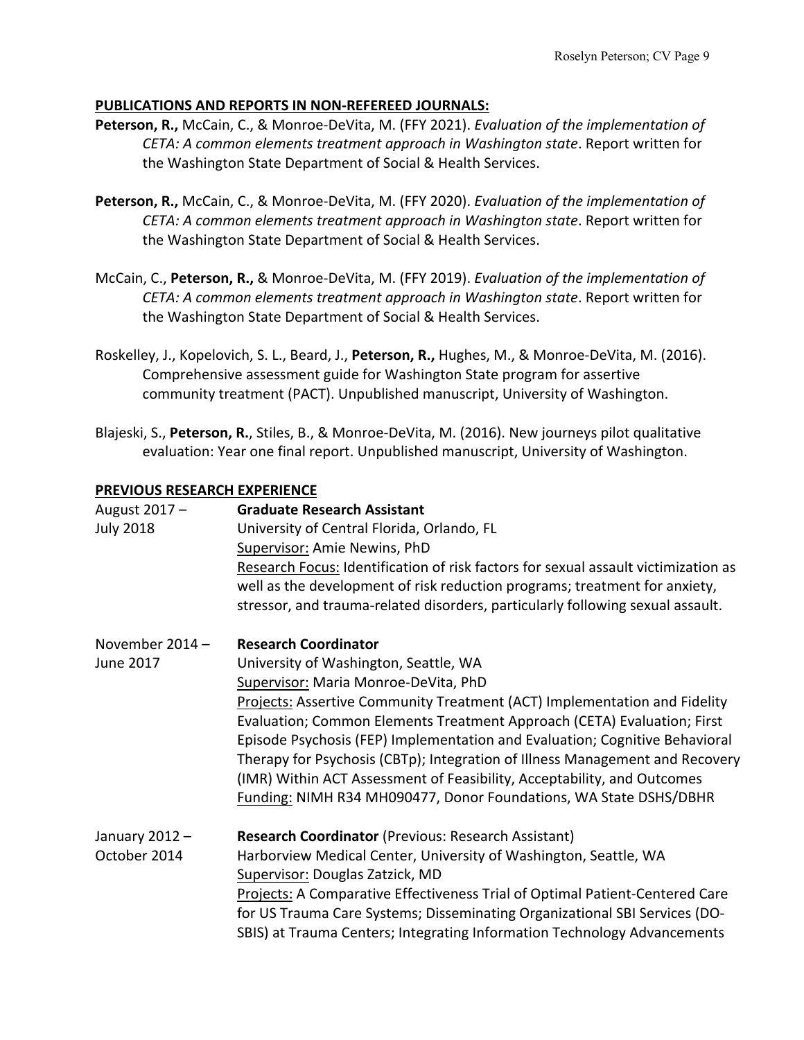## PUBLICATIONS AND REPORTS IN NON-REFEREED JOURNALS:

**Peterson, R.,** McCain, C., & Monroe-DeVita, M. (FFY 2021). *Evaluation of the implementation of CETA: A common elements treatment approach in Washington state*. Report written for the Washington State Department of Social & Health Services.

**Peterson, R.,** McCain, C., & Monroe-DeVita, M. (FFY 2020). *Evaluation of the implementation of CETA: A common elements treatment approach in Washington state*. Report written for the Washington State Department of Social & Health Services.

McCain, C., **Peterson, R.,** & Monroe-DeVita, M. (FFY 2019). *Evaluation of the implementation of CETA: A common elements treatment approach in Washington state*. Report written for the Washington State Department of Social & Health Services.

Roskelley, J., Kopelovich, S. L., Beard, J., **Peterson, R.,** Hughes, M., & Monroe-DeVita, M. (2016). Comprehensive assessment guide for Washington State program for assertive community treatment (PACT). Unpublished manuscript, University of Washington.

Blajeski, S., **Peterson, R.**, Stiles, B., & Monroe-DeVita, M. (2016). New journeys pilot qualitative evaluation: Year one final report. Unpublished manuscript, University of Washington.

## PREVIOUS RESEARCH EXPERIENCE

**August 2017 – July 2018**
**Graduate Research Assistant**
University of Central Florida, Orlando, FL
Supervisor: Amie Newins, PhD
Research Focus: Identification of risk factors for sexual assault victimization as well as the development of risk reduction programs; treatment for anxiety, stressor, and trauma-related disorders, particularly following sexual assault.

**November 2014 – June 2017**
**Research Coordinator**
University of Washington, Seattle, WA
Supervisor: Maria Monroe-DeVita, PhD
Projects: Assertive Community Treatment (ACT) Implementation and Fidelity Evaluation; Common Elements Treatment Approach (CETA) Evaluation; First Episode Psychosis (FEP) Implementation and Evaluation; Cognitive Behavioral Therapy for Psychosis (CBTp); Integration of Illness Management and Recovery (IMR) Within ACT Assessment of Feasibility, Acceptability, and Outcomes
Funding: NIMH R34 MH090477, Donor Foundations, WA State DSHS/DBHR

**January 2012 – October 2014**
**Research Coordinator** (Previous: Research Assistant)
Harborview Medical Center, University of Washington, Seattle, WA
Supervisor: Douglas Zatzick, MD
Projects: A Comparative Effectiveness Trial of Optimal Patient-Centered Care for US Trauma Care Systems; Disseminating Organizational SBI Services (DO-SBIS) at Trauma Centers; Integrating Information Technology Advancements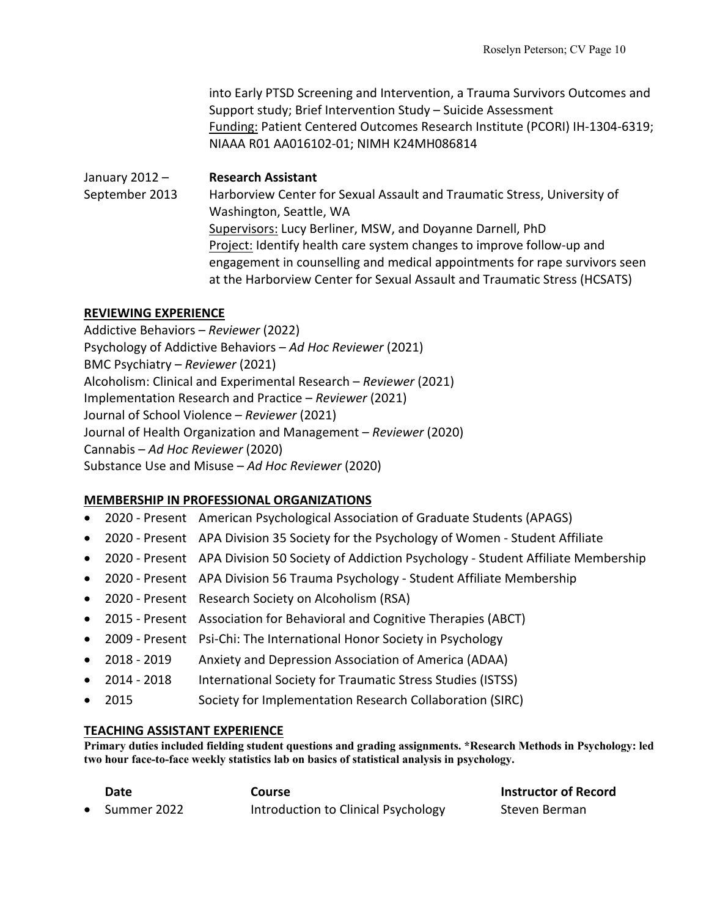into Early PTSD Screening and Intervention, a Trauma Survivors Outcomes and Support study; Brief Intervention Study – Suicide Assessment
Funding: Patient Centered Outcomes Research Institute (PCORI) IH-1304-6319; NIAAA R01 AA016102-01; NIMH K24MH086814

January 2012 – September 2013 **Research Assistant**
Harborview Center for Sexual Assault and Traumatic Stress, University of Washington, Seattle, WA
Supervisors: Lucy Berliner, MSW, and Doyanne Darnell, PhD
Project: Identify health care system changes to improve follow-up and engagement in counselling and medical appointments for rape survivors seen at the Harborview Center for Sexual Assault and Traumatic Stress (HCSATS)

## REVIEWING EXPERIENCE

Addictive Behaviors – *Reviewer* (2022)
Psychology of Addictive Behaviors – *Ad Hoc Reviewer* (2021)
BMC Psychiatry – *Reviewer* (2021)
Alcoholism: Clinical and Experimental Research – *Reviewer* (2021)
Implementation Research and Practice – *Reviewer* (2021)
Journal of School Violence – *Reviewer* (2021)
Journal of Health Organization and Management – *Reviewer* (2020)
Cannabis – *Ad Hoc Reviewer* (2020)
Substance Use and Misuse – *Ad Hoc Reviewer* (2020)

## MEMBERSHIP IN PROFESSIONAL ORGANIZATIONS

- 2020 - Present American Psychological Association of Graduate Students (APAGS)
- 2020 - Present APA Division 35 Society for the Psychology of Women - Student Affiliate
- 2020 - Present APA Division 50 Society of Addiction Psychology - Student Affiliate Membership
- 2020 - Present APA Division 56 Trauma Psychology - Student Affiliate Membership
- 2020 - Present Research Society on Alcoholism (RSA)
- 2015 - Present Association for Behavioral and Cognitive Therapies (ABCT)
- 2009 - Present Psi-Chi: The International Honor Society in Psychology
- 2018 - 2019 Anxiety and Depression Association of America (ADAA)
- 2014 - 2018 International Society for Traumatic Stress Studies (ISTSS)
- 2015 Society for Implementation Research Collaboration (SIRC)

## TEACHING ASSISTANT EXPERIENCE

**Primary duties included fielding student questions and grading assignments. *Research Methods in Psychology: led two hour face-to-face weekly statistics lab on basics of statistical analysis in psychology.**

| Date | Course | Instructor of Record |
|---|---|---|
| Summer 2022 | Introduction to Clinical Psychology | Steven Berman |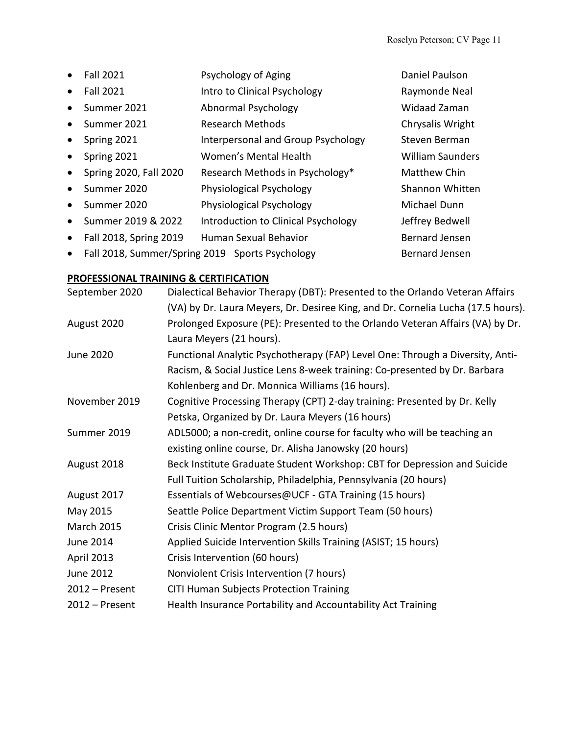- Fall 2021 — Psychology of Aging — Daniel Paulson
- Fall 2021 — Intro to Clinical Psychology — Raymonde Neal
- Summer 2021 — Abnormal Psychology — Widaad Zaman
- Summer 2021 — Research Methods — Chrysalis Wright
- Spring 2021 — Interpersonal and Group Psychology — Steven Berman
- Spring 2021 — Women's Mental Health — William Saunders
- Spring 2020, Fall 2020 — Research Methods in Psychology* — Matthew Chin
- Summer 2020 — Physiological Psychology — Shannon Whitten
- Summer 2020 — Physiological Psychology — Michael Dunn
- Summer 2019 & 2022 — Introduction to Clinical Psychology — Jeffrey Bedwell
- Fall 2018, Spring 2019 — Human Sexual Behavior — Bernard Jensen
- Fall 2018, Summer/Spring 2019 — Sports Psychology — Bernard Jensen

## PROFESSIONAL TRAINING & CERTIFICATION

| | |
|---|---|
| September 2020 | Dialectical Behavior Therapy (DBT): Presented to the Orlando Veteran Affairs (VA) by Dr. Laura Meyers, Dr. Desiree King, and Dr. Cornelia Lucha (17.5 hours). |
| August 2020 | Prolonged Exposure (PE): Presented to the Orlando Veteran Affairs (VA) by Dr. Laura Meyers (21 hours). |
| June 2020 | Functional Analytic Psychotherapy (FAP) Level One: Through a Diversity, Anti-Racism, & Social Justice Lens 8-week training: Co-presented by Dr. Barbara Kohlenberg and Dr. Monnica Williams (16 hours). |
| November 2019 | Cognitive Processing Therapy (CPT) 2-day training: Presented by Dr. Kelly Petska, Organized by Dr. Laura Meyers (16 hours) |
| Summer 2019 | ADL5000; a non-credit, online course for faculty who will be teaching an existing online course, Dr. Alisha Janowsky (20 hours) |
| August 2018 | Beck Institute Graduate Student Workshop: CBT for Depression and Suicide Full Tuition Scholarship, Philadelphia, Pennsylvania (20 hours) |
| August 2017 | Essentials of Webcourses@UCF - GTA Training (15 hours) |
| May 2015 | Seattle Police Department Victim Support Team (50 hours) |
| March 2015 | Crisis Clinic Mentor Program (2.5 hours) |
| June 2014 | Applied Suicide Intervention Skills Training (ASIST; 15 hours) |
| April 2013 | Crisis Intervention (60 hours) |
| June 2012 | Nonviolent Crisis Intervention (7 hours) |
| 2012 – Present | CITI Human Subjects Protection Training |
| 2012 – Present | Health Insurance Portability and Accountability Act Training |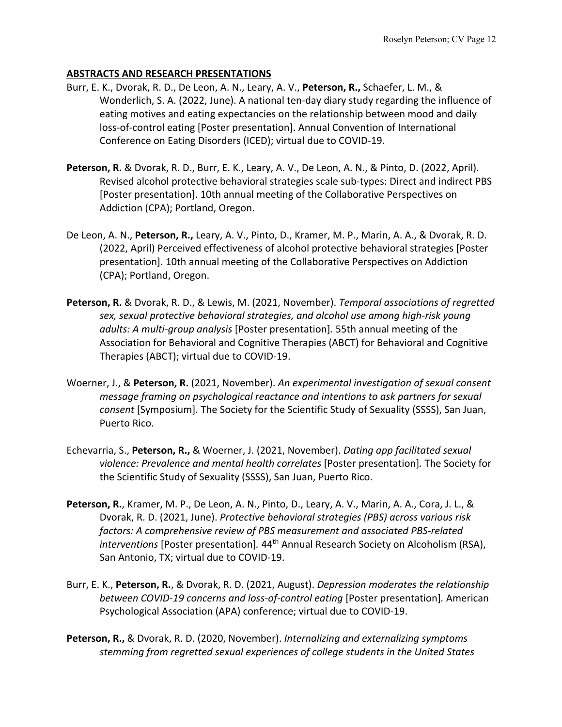## ABSTRACTS AND RESEARCH PRESENTATIONS

Burr, E. K., Dvorak, R. D., De Leon, A. N., Leary, A. V., **Peterson, R.,** Schaefer, L. M., & Wonderlich, S. A. (2022, June). A national ten-day diary study regarding the influence of eating motives and eating expectancies on the relationship between mood and daily loss-of-control eating [Poster presentation]. Annual Convention of International Conference on Eating Disorders (ICED); virtual due to COVID-19.

**Peterson, R.** & Dvorak, R. D., Burr, E. K., Leary, A. V., De Leon, A. N., & Pinto, D. (2022, April). Revised alcohol protective behavioral strategies scale sub-types: Direct and indirect PBS [Poster presentation]. 10th annual meeting of the Collaborative Perspectives on Addiction (CPA); Portland, Oregon.

De Leon, A. N., **Peterson, R.,** Leary, A. V., Pinto, D., Kramer, M. P., Marin, A. A., & Dvorak, R. D. (2022, April) Perceived effectiveness of alcohol protective behavioral strategies [Poster presentation]. 10th annual meeting of the Collaborative Perspectives on Addiction (CPA); Portland, Oregon.

**Peterson, R.** & Dvorak, R. D., & Lewis, M. (2021, November). *Temporal associations of regretted sex, sexual protective behavioral strategies, and alcohol use among high-risk young adults: A multi-group analysis* [Poster presentation]. 55th annual meeting of the Association for Behavioral and Cognitive Therapies (ABCT) for Behavioral and Cognitive Therapies (ABCT); virtual due to COVID-19.

Woerner, J., & **Peterson, R.** (2021, November). *An experimental investigation of sexual consent message framing on psychological reactance and intentions to ask partners for sexual consent* [Symposium]. The Society for the Scientific Study of Sexuality (SSSS), San Juan, Puerto Rico.

Echevarria, S., **Peterson, R.,** & Woerner, J. (2021, November). *Dating app facilitated sexual violence: Prevalence and mental health correlates* [Poster presentation]. The Society for the Scientific Study of Sexuality (SSSS), San Juan, Puerto Rico.

**Peterson, R.**, Kramer, M. P., De Leon, A. N., Pinto, D., Leary, A. V., Marin, A. A., Cora, J. L., & Dvorak, R. D. (2021, June). *Protective behavioral strategies (PBS) across various risk factors: A comprehensive review of PBS measurement and associated PBS-related interventions* [Poster presentation]. 44th Annual Research Society on Alcoholism (RSA), San Antonio, TX; virtual due to COVID-19.

Burr, E. K., **Peterson, R.**, & Dvorak, R. D. (2021, August). *Depression moderates the relationship between COVID-19 concerns and loss-of-control eating* [Poster presentation]. American Psychological Association (APA) conference; virtual due to COVID-19.

**Peterson, R.,** & Dvorak, R. D. (2020, November). *Internalizing and externalizing symptoms stemming from regretted sexual experiences of college students in the United States*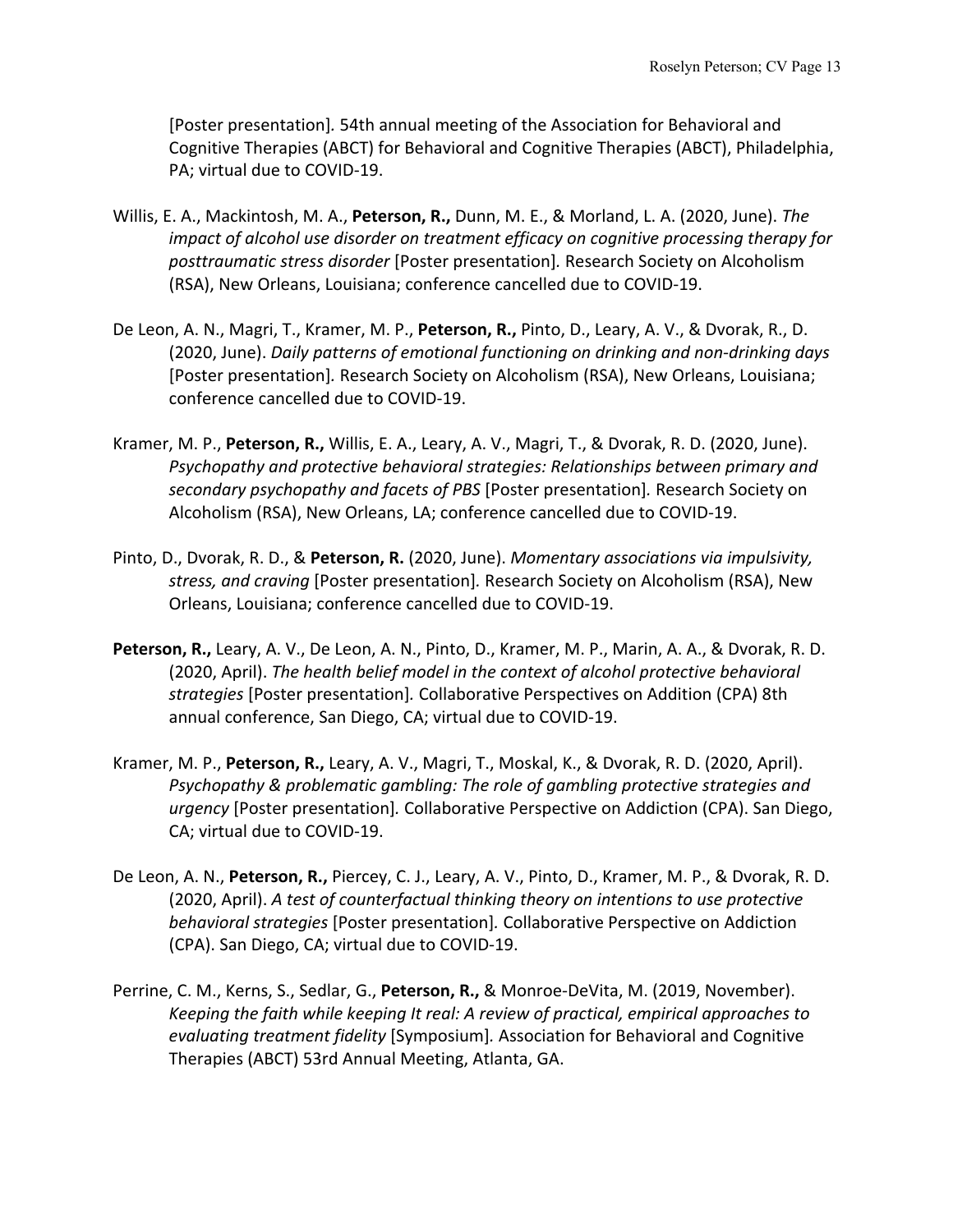[Poster presentation]. 54th annual meeting of the Association for Behavioral and Cognitive Therapies (ABCT) for Behavioral and Cognitive Therapies (ABCT), Philadelphia, PA; virtual due to COVID-19.

Willis, E. A., Mackintosh, M. A., **Peterson, R.,** Dunn, M. E., & Morland, L. A. (2020, June). *The impact of alcohol use disorder on treatment efficacy on cognitive processing therapy for posttraumatic stress disorder* [Poster presentation]. Research Society on Alcoholism (RSA), New Orleans, Louisiana; conference cancelled due to COVID-19.

De Leon, A. N., Magri, T., Kramer, M. P., **Peterson, R.,** Pinto, D., Leary, A. V., & Dvorak, R., D. (2020, June). *Daily patterns of emotional functioning on drinking and non-drinking days* [Poster presentation]. Research Society on Alcoholism (RSA), New Orleans, Louisiana; conference cancelled due to COVID-19.

Kramer, M. P., **Peterson, R.,** Willis, E. A., Leary, A. V., Magri, T., & Dvorak, R. D. (2020, June). *Psychopathy and protective behavioral strategies: Relationships between primary and secondary psychopathy and facets of PBS* [Poster presentation]. Research Society on Alcoholism (RSA), New Orleans, LA; conference cancelled due to COVID-19.

Pinto, D., Dvorak, R. D., & **Peterson, R.** (2020, June). *Momentary associations via impulsivity, stress, and craving* [Poster presentation]. Research Society on Alcoholism (RSA), New Orleans, Louisiana; conference cancelled due to COVID-19.

**Peterson, R.,** Leary, A. V., De Leon, A. N., Pinto, D., Kramer, M. P., Marin, A. A., & Dvorak, R. D. (2020, April). *The health belief model in the context of alcohol protective behavioral strategies* [Poster presentation]. Collaborative Perspectives on Addition (CPA) 8th annual conference, San Diego, CA; virtual due to COVID-19.

Kramer, M. P., **Peterson, R.,** Leary, A. V., Magri, T., Moskal, K., & Dvorak, R. D. (2020, April). *Psychopathy & problematic gambling: The role of gambling protective strategies and urgency* [Poster presentation]. Collaborative Perspective on Addiction (CPA). San Diego, CA; virtual due to COVID-19.

De Leon, A. N., **Peterson, R.,** Piercey, C. J., Leary, A. V., Pinto, D., Kramer, M. P., & Dvorak, R. D. (2020, April). *A test of counterfactual thinking theory on intentions to use protective behavioral strategies* [Poster presentation]. Collaborative Perspective on Addiction (CPA). San Diego, CA; virtual due to COVID-19.

Perrine, C. M., Kerns, S., Sedlar, G., **Peterson, R.,** & Monroe-DeVita, M. (2019, November). *Keeping the faith while keeping It real: A review of practical, empirical approaches to evaluating treatment fidelity* [Symposium]. Association for Behavioral and Cognitive Therapies (ABCT) 53rd Annual Meeting, Atlanta, GA.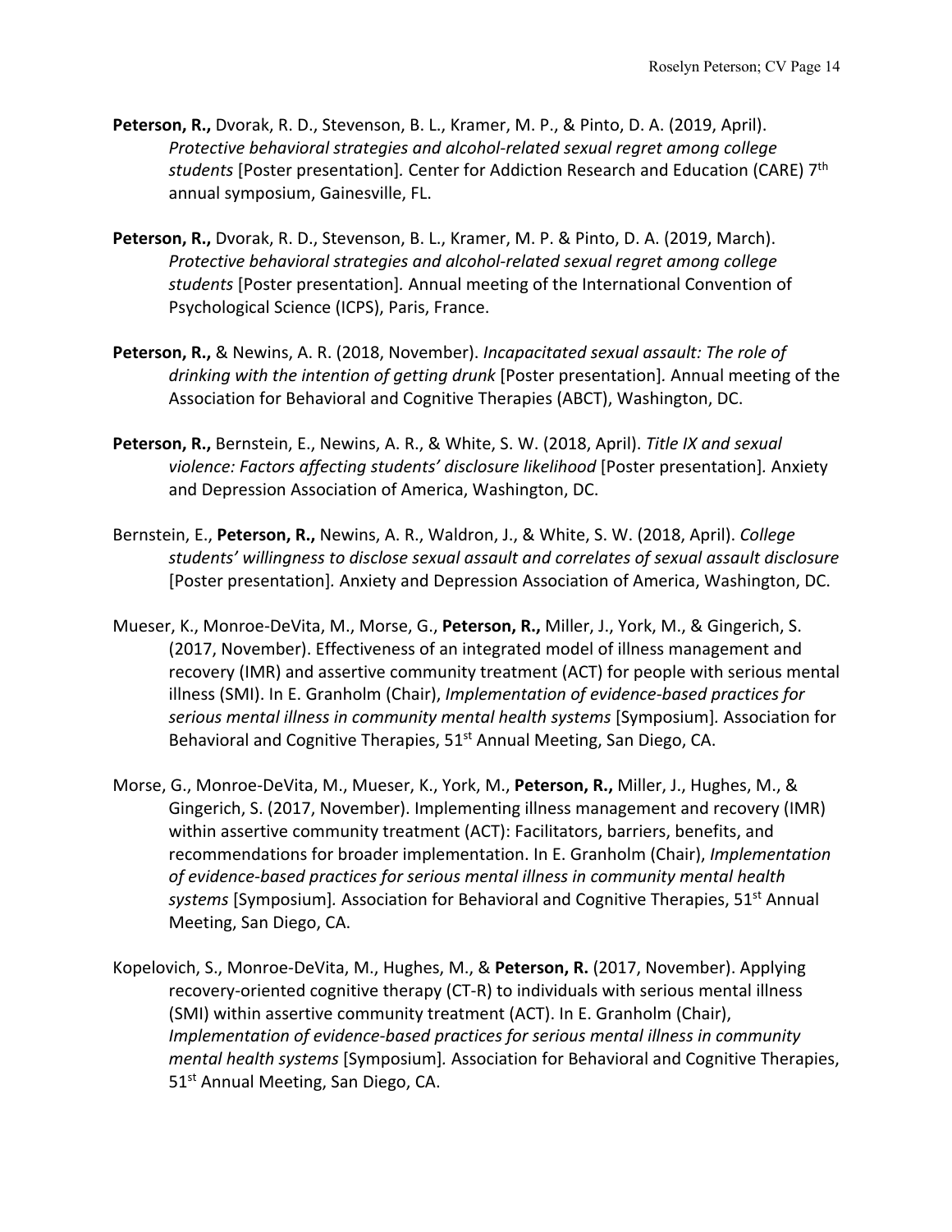**Peterson, R.,** Dvorak, R. D., Stevenson, B. L., Kramer, M. P., & Pinto, D. A. (2019, April). *Protective behavioral strategies and alcohol-related sexual regret among college students* [Poster presentation]. Center for Addiction Research and Education (CARE) 7th annual symposium, Gainesville, FL.

**Peterson, R.,** Dvorak, R. D., Stevenson, B. L., Kramer, M. P. & Pinto, D. A. (2019, March). *Protective behavioral strategies and alcohol-related sexual regret among college students* [Poster presentation]. Annual meeting of the International Convention of Psychological Science (ICPS), Paris, France.

**Peterson, R.,** & Newins, A. R. (2018, November). *Incapacitated sexual assault: The role of drinking with the intention of getting drunk* [Poster presentation]. Annual meeting of the Association for Behavioral and Cognitive Therapies (ABCT), Washington, DC.

**Peterson, R.,** Bernstein, E., Newins, A. R., & White, S. W. (2018, April). *Title IX and sexual violence: Factors affecting students' disclosure likelihood* [Poster presentation]. Anxiety and Depression Association of America, Washington, DC.

Bernstein, E., **Peterson, R.,** Newins, A. R., Waldron, J., & White, S. W. (2018, April). *College students' willingness to disclose sexual assault and correlates of sexual assault disclosure* [Poster presentation]. Anxiety and Depression Association of America, Washington, DC.

Mueser, K., Monroe-DeVita, M., Morse, G., **Peterson, R.,** Miller, J., York, M., & Gingerich, S. (2017, November). Effectiveness of an integrated model of illness management and recovery (IMR) and assertive community treatment (ACT) for people with serious mental illness (SMI). In E. Granholm (Chair), *Implementation of evidence-based practices for serious mental illness in community mental health systems* [Symposium]. Association for Behavioral and Cognitive Therapies, 51st Annual Meeting, San Diego, CA.

Morse, G., Monroe-DeVita, M., Mueser, K., York, M., **Peterson, R.,** Miller, J., Hughes, M., & Gingerich, S. (2017, November). Implementing illness management and recovery (IMR) within assertive community treatment (ACT): Facilitators, barriers, benefits, and recommendations for broader implementation. In E. Granholm (Chair), *Implementation of evidence-based practices for serious mental illness in community mental health systems* [Symposium]. Association for Behavioral and Cognitive Therapies, 51st Annual Meeting, San Diego, CA.

Kopelovich, S., Monroe-DeVita, M., Hughes, M., & **Peterson, R.** (2017, November). Applying recovery-oriented cognitive therapy (CT-R) to individuals with serious mental illness (SMI) within assertive community treatment (ACT). In E. Granholm (Chair), *Implementation of evidence-based practices for serious mental illness in community mental health systems* [Symposium]. Association for Behavioral and Cognitive Therapies, 51st Annual Meeting, San Diego, CA.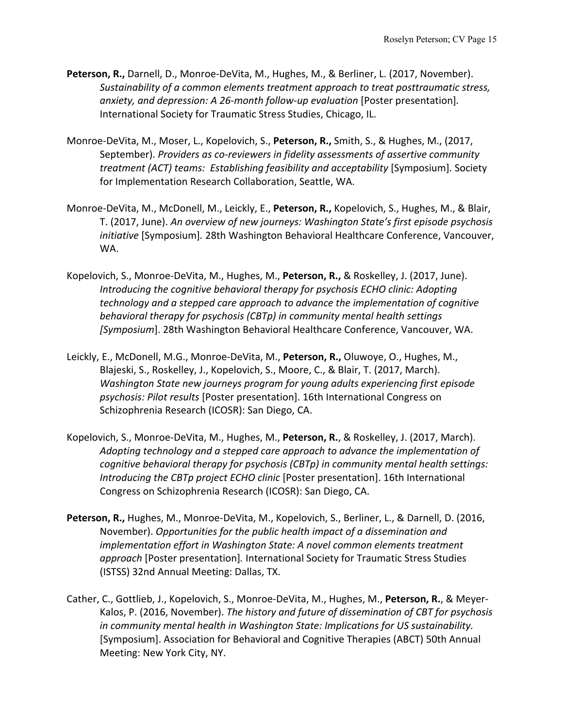**Peterson, R.,** Darnell, D., Monroe-DeVita, M., Hughes, M., & Berliner, L. (2017, November). *Sustainability of a common elements treatment approach to treat posttraumatic stress, anxiety, and depression: A 26-month follow-up evaluation* [Poster presentation]. International Society for Traumatic Stress Studies, Chicago, IL.

Monroe-DeVita, M., Moser, L., Kopelovich, S., **Peterson, R.,** Smith, S., & Hughes, M., (2017, September). *Providers as co-reviewers in fidelity assessments of assertive community treatment (ACT) teams: Establishing feasibility and acceptability* [Symposium]. Society for Implementation Research Collaboration, Seattle, WA.

Monroe-DeVita, M., McDonell, M., Leickly, E., **Peterson, R.,** Kopelovich, S., Hughes, M., & Blair, T. (2017, June). *An overview of new journeys: Washington State's first episode psychosis initiative* [Symposium]. 28th Washington Behavioral Healthcare Conference, Vancouver, WA.

Kopelovich, S., Monroe-DeVita, M., Hughes, M., **Peterson, R.,** & Roskelley, J. (2017, June). *Introducing the cognitive behavioral therapy for psychosis ECHO clinic: Adopting technology and a stepped care approach to advance the implementation of cognitive behavioral therapy for psychosis (CBTp) in community mental health settings [Symposium*]. 28th Washington Behavioral Healthcare Conference, Vancouver, WA.

Leickly, E., McDonell, M.G., Monroe-DeVita, M., **Peterson, R.,** Oluwoye, O., Hughes, M., Blajeski, S., Roskelley, J., Kopelovich, S., Moore, C., & Blair, T. (2017, March). *Washington State new journeys program for young adults experiencing first episode psychosis: Pilot results* [Poster presentation]. 16th International Congress on Schizophrenia Research (ICOSR): San Diego, CA.

Kopelovich, S., Monroe-DeVita, M., Hughes, M., **Peterson, R.**, & Roskelley, J. (2017, March). *Adopting technology and a stepped care approach to advance the implementation of cognitive behavioral therapy for psychosis (CBTp) in community mental health settings: Introducing the CBTp project ECHO clinic* [Poster presentation]. 16th International Congress on Schizophrenia Research (ICOSR): San Diego, CA.

**Peterson, R.,** Hughes, M., Monroe-DeVita, M., Kopelovich, S., Berliner, L., & Darnell, D. (2016, November). *Opportunities for the public health impact of a dissemination and implementation effort in Washington State: A novel common elements treatment approach* [Poster presentation]. International Society for Traumatic Stress Studies (ISTSS) 32nd Annual Meeting: Dallas, TX.

Cather, C., Gottlieb, J., Kopelovich, S., Monroe-DeVita, M., Hughes, M., **Peterson, R.**, & Meyer-Kalos, P. (2016, November). *The history and future of dissemination of CBT for psychosis in community mental health in Washington State: Implications for US sustainability.* [Symposium]. Association for Behavioral and Cognitive Therapies (ABCT) 50th Annual Meeting: New York City, NY.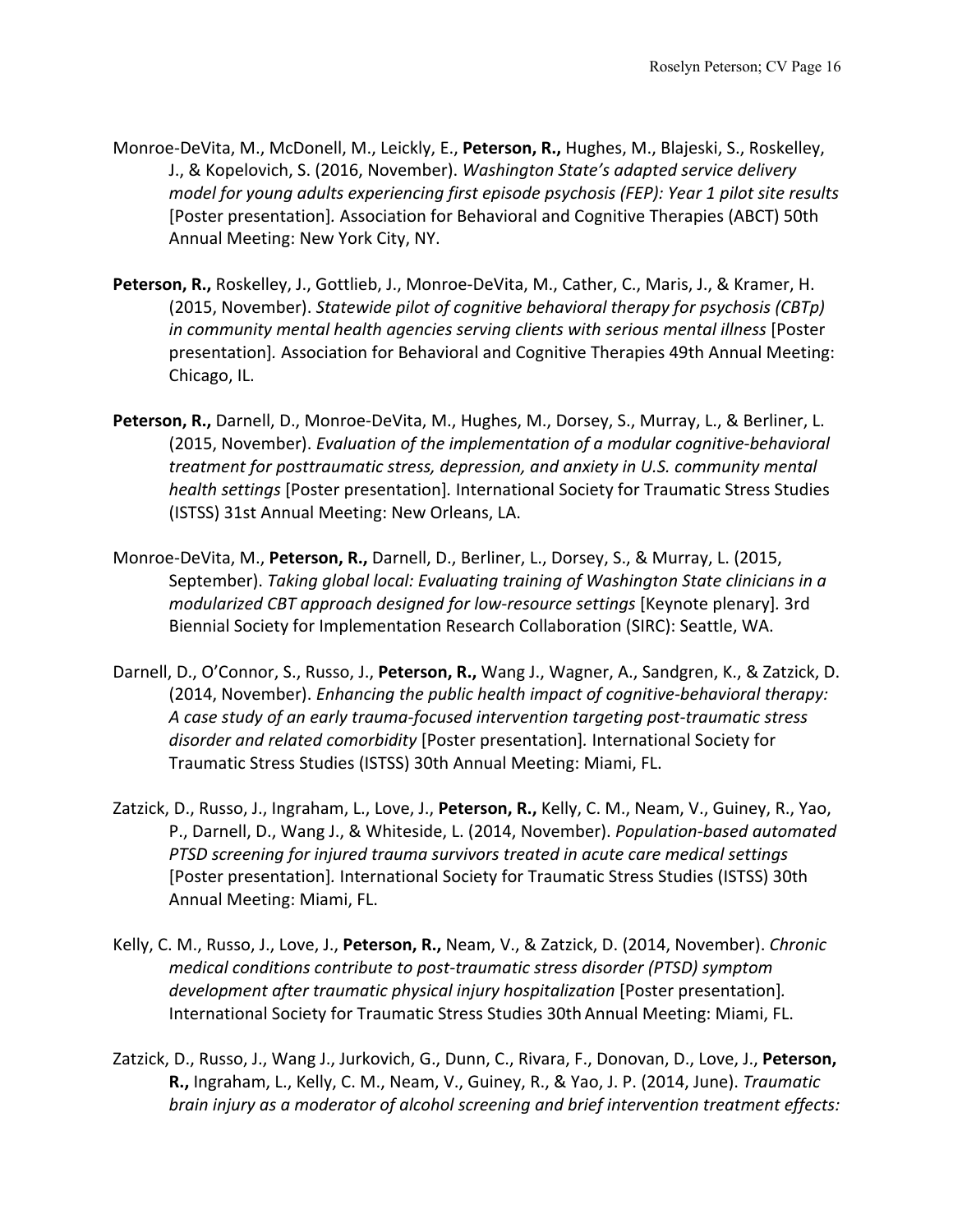Monroe-DeVita, M., McDonell, M., Leickly, E., **Peterson, R.,** Hughes, M., Blajeski, S., Roskelley, J., & Kopelovich, S. (2016, November). *Washington State's adapted service delivery model for young adults experiencing first episode psychosis (FEP): Year 1 pilot site results* [Poster presentation]. Association for Behavioral and Cognitive Therapies (ABCT) 50th Annual Meeting: New York City, NY.

**Peterson, R.,** Roskelley, J., Gottlieb, J., Monroe-DeVita, M., Cather, C., Maris, J., & Kramer, H. (2015, November). *Statewide pilot of cognitive behavioral therapy for psychosis (CBTp) in community mental health agencies serving clients with serious mental illness* [Poster presentation]. Association for Behavioral and Cognitive Therapies 49th Annual Meeting: Chicago, IL.

**Peterson, R.,** Darnell, D., Monroe-DeVita, M., Hughes, M., Dorsey, S., Murray, L., & Berliner, L. (2015, November). *Evaluation of the implementation of a modular cognitive-behavioral treatment for posttraumatic stress, depression, and anxiety in U.S. community mental health settings* [Poster presentation]. International Society for Traumatic Stress Studies (ISTSS) 31st Annual Meeting: New Orleans, LA.

Monroe-DeVita, M., **Peterson, R.,** Darnell, D., Berliner, L., Dorsey, S., & Murray, L. (2015, September). *Taking global local: Evaluating training of Washington State clinicians in a modularized CBT approach designed for low-resource settings* [Keynote plenary]. 3rd Biennial Society for Implementation Research Collaboration (SIRC): Seattle, WA.

Darnell, D., O'Connor, S., Russo, J., **Peterson, R.,** Wang J., Wagner, A., Sandgren, K., & Zatzick, D. (2014, November). *Enhancing the public health impact of cognitive-behavioral therapy: A case study of an early trauma-focused intervention targeting post-traumatic stress disorder and related comorbidity* [Poster presentation]. International Society for Traumatic Stress Studies (ISTSS) 30th Annual Meeting: Miami, FL.

Zatzick, D., Russo, J., Ingraham, L., Love, J., **Peterson, R.,** Kelly, C. M., Neam, V., Guiney, R., Yao, P., Darnell, D., Wang J., & Whiteside, L. (2014, November). *Population-based automated PTSD screening for injured trauma survivors treated in acute care medical settings* [Poster presentation]. International Society for Traumatic Stress Studies (ISTSS) 30th Annual Meeting: Miami, FL.

Kelly, C. M., Russo, J., Love, J., **Peterson, R.,** Neam, V., & Zatzick, D. (2014, November). *Chronic medical conditions contribute to post-traumatic stress disorder (PTSD) symptom development after traumatic physical injury hospitalization* [Poster presentation]. International Society for Traumatic Stress Studies 30th Annual Meeting: Miami, FL.

Zatzick, D., Russo, J., Wang J., Jurkovich, G., Dunn, C., Rivara, F., Donovan, D., Love, J., **Peterson, R.,** Ingraham, L., Kelly, C. M., Neam, V., Guiney, R., & Yao, J. P. (2014, June). *Traumatic brain injury as a moderator of alcohol screening and brief intervention treatment effects:*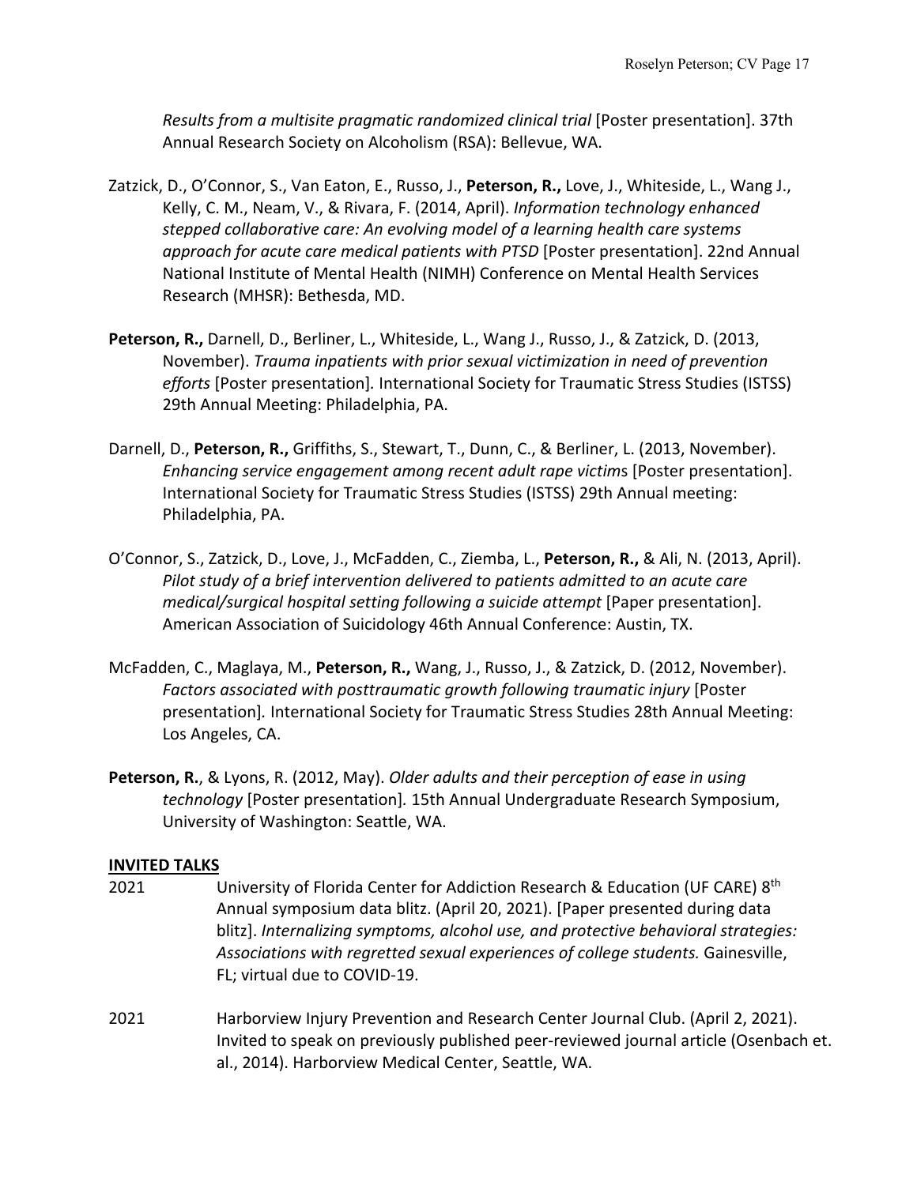*Results from a multisite pragmatic randomized clinical trial* [Poster presentation]. 37th Annual Research Society on Alcoholism (RSA): Bellevue, WA.

Zatzick, D., O'Connor, S., Van Eaton, E., Russo, J., **Peterson, R.,** Love, J., Whiteside, L., Wang J., Kelly, C. M., Neam, V., & Rivara, F. (2014, April). *Information technology enhanced stepped collaborative care: An evolving model of a learning health care systems approach for acute care medical patients with PTSD* [Poster presentation]. 22nd Annual National Institute of Mental Health (NIMH) Conference on Mental Health Services Research (MHSR): Bethesda, MD.

**Peterson, R.,** Darnell, D., Berliner, L., Whiteside, L., Wang J., Russo, J., & Zatzick, D. (2013, November). *Trauma inpatients with prior sexual victimization in need of prevention efforts* [Poster presentation]. International Society for Traumatic Stress Studies (ISTSS) 29th Annual Meeting: Philadelphia, PA.

Darnell, D., **Peterson, R.,** Griffiths, S., Stewart, T., Dunn, C., & Berliner, L. (2013, November). *Enhancing service engagement among recent adult rape victims* [Poster presentation]. International Society for Traumatic Stress Studies (ISTSS) 29th Annual meeting: Philadelphia, PA.

O'Connor, S., Zatzick, D., Love, J., McFadden, C., Ziemba, L., **Peterson, R.,** & Ali, N. (2013, April). *Pilot study of a brief intervention delivered to patients admitted to an acute care medical/surgical hospital setting following a suicide attempt* [Paper presentation]. American Association of Suicidology 46th Annual Conference: Austin, TX.

McFadden, C., Maglaya, M., **Peterson, R.,** Wang, J., Russo, J., & Zatzick, D. (2012, November). *Factors associated with posttraumatic growth following traumatic injury* [Poster presentation]. International Society for Traumatic Stress Studies 28th Annual Meeting: Los Angeles, CA.

**Peterson, R.**, & Lyons, R. (2012, May). *Older adults and their perception of ease in using technology* [Poster presentation]. 15th Annual Undergraduate Research Symposium, University of Washington: Seattle, WA.

## INVITED TALKS

2021 University of Florida Center for Addiction Research & Education (UF CARE) 8th Annual symposium data blitz. (April 20, 2021). [Paper presented during data blitz]. *Internalizing symptoms, alcohol use, and protective behavioral strategies: Associations with regretted sexual experiences of college students.* Gainesville, FL; virtual due to COVID-19.

2021 Harborview Injury Prevention and Research Center Journal Club. (April 2, 2021). Invited to speak on previously published peer-reviewed journal article (Osenbach et. al., 2014). Harborview Medical Center, Seattle, WA.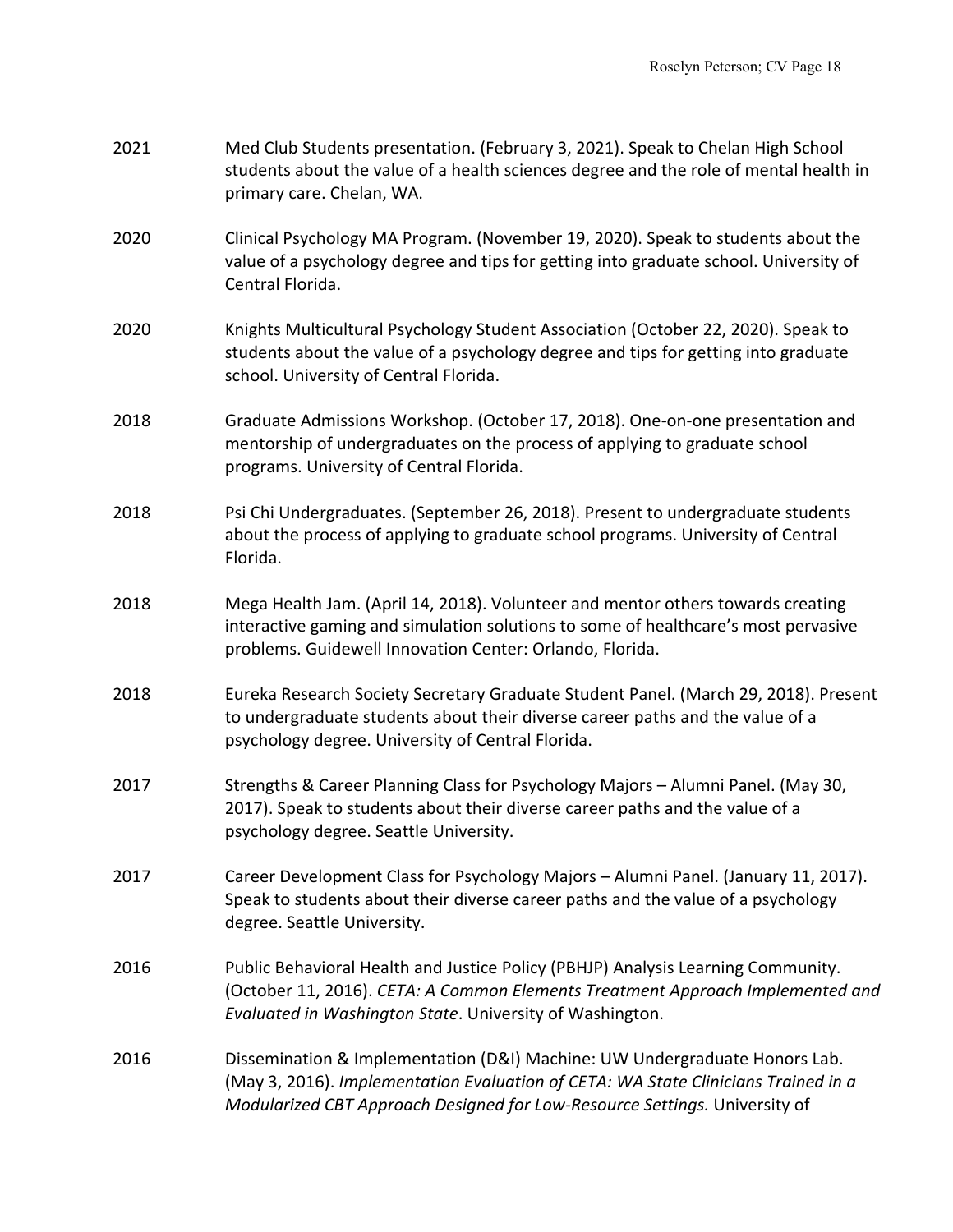2021 Med Club Students presentation. (February 3, 2021). Speak to Chelan High School students about the value of a health sciences degree and the role of mental health in primary care. Chelan, WA.

2020 Clinical Psychology MA Program. (November 19, 2020). Speak to students about the value of a psychology degree and tips for getting into graduate school. University of Central Florida.

2020 Knights Multicultural Psychology Student Association (October 22, 2020). Speak to students about the value of a psychology degree and tips for getting into graduate school. University of Central Florida.

2018 Graduate Admissions Workshop. (October 17, 2018). One-on-one presentation and mentorship of undergraduates on the process of applying to graduate school programs. University of Central Florida.

2018 Psi Chi Undergraduates. (September 26, 2018). Present to undergraduate students about the process of applying to graduate school programs. University of Central Florida.

2018 Mega Health Jam. (April 14, 2018). Volunteer and mentor others towards creating interactive gaming and simulation solutions to some of healthcare's most pervasive problems. Guidewell Innovation Center: Orlando, Florida.

2018 Eureka Research Society Secretary Graduate Student Panel. (March 29, 2018). Present to undergraduate students about their diverse career paths and the value of a psychology degree. University of Central Florida.

2017 Strengths & Career Planning Class for Psychology Majors – Alumni Panel. (May 30, 2017). Speak to students about their diverse career paths and the value of a psychology degree. Seattle University.

2017 Career Development Class for Psychology Majors – Alumni Panel. (January 11, 2017). Speak to students about their diverse career paths and the value of a psychology degree. Seattle University.

2016 Public Behavioral Health and Justice Policy (PBHJP) Analysis Learning Community. (October 11, 2016). *CETA: A Common Elements Treatment Approach Implemented and Evaluated in Washington State*. University of Washington.

2016 Dissemination & Implementation (D&I) Machine: UW Undergraduate Honors Lab. (May 3, 2016). *Implementation Evaluation of CETA: WA State Clinicians Trained in a Modularized CBT Approach Designed for Low-Resource Settings.* University of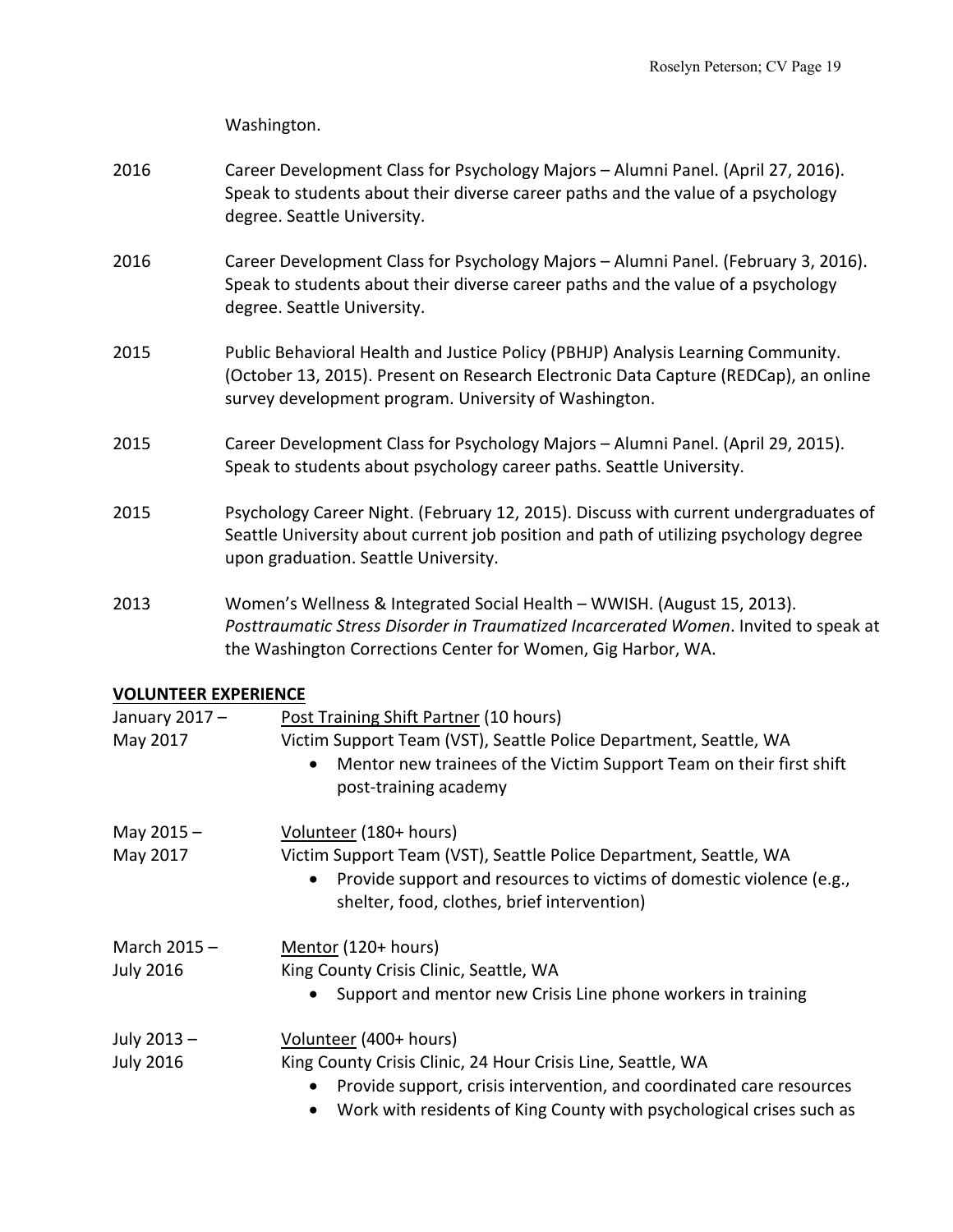Washington.

2016 Career Development Class for Psychology Majors – Alumni Panel. (April 27, 2016). Speak to students about their diverse career paths and the value of a psychology degree. Seattle University.

2016 Career Development Class for Psychology Majors – Alumni Panel. (February 3, 2016). Speak to students about their diverse career paths and the value of a psychology degree. Seattle University.

2015 Public Behavioral Health and Justice Policy (PBHJP) Analysis Learning Community. (October 13, 2015). Present on Research Electronic Data Capture (REDCap), an online survey development program. University of Washington.

2015 Career Development Class for Psychology Majors – Alumni Panel. (April 29, 2015). Speak to students about psychology career paths. Seattle University.

2015 Psychology Career Night. (February 12, 2015). Discuss with current undergraduates of Seattle University about current job position and path of utilizing psychology degree upon graduation. Seattle University.

2013 Women's Wellness & Integrated Social Health – WWISH. (August 15, 2013). *Posttraumatic Stress Disorder in Traumatized Incarcerated Women*. Invited to speak at the Washington Corrections Center for Women, Gig Harbor, WA.

## VOLUNTEER EXPERIENCE

January 2017 – May 2017
Post Training Shift Partner (10 hours)
Victim Support Team (VST), Seattle Police Department, Seattle, WA
- Mentor new trainees of the Victim Support Team on their first shift post-training academy

May 2015 – May 2017
Volunteer (180+ hours)
Victim Support Team (VST), Seattle Police Department, Seattle, WA
- Provide support and resources to victims of domestic violence (e.g., shelter, food, clothes, brief intervention)

March 2015 – July 2016
Mentor (120+ hours)
King County Crisis Clinic, Seattle, WA
- Support and mentor new Crisis Line phone workers in training

July 2013 – July 2016
Volunteer (400+ hours)
King County Crisis Clinic, 24 Hour Crisis Line, Seattle, WA
- Provide support, crisis intervention, and coordinated care resources
- Work with residents of King County with psychological crises such as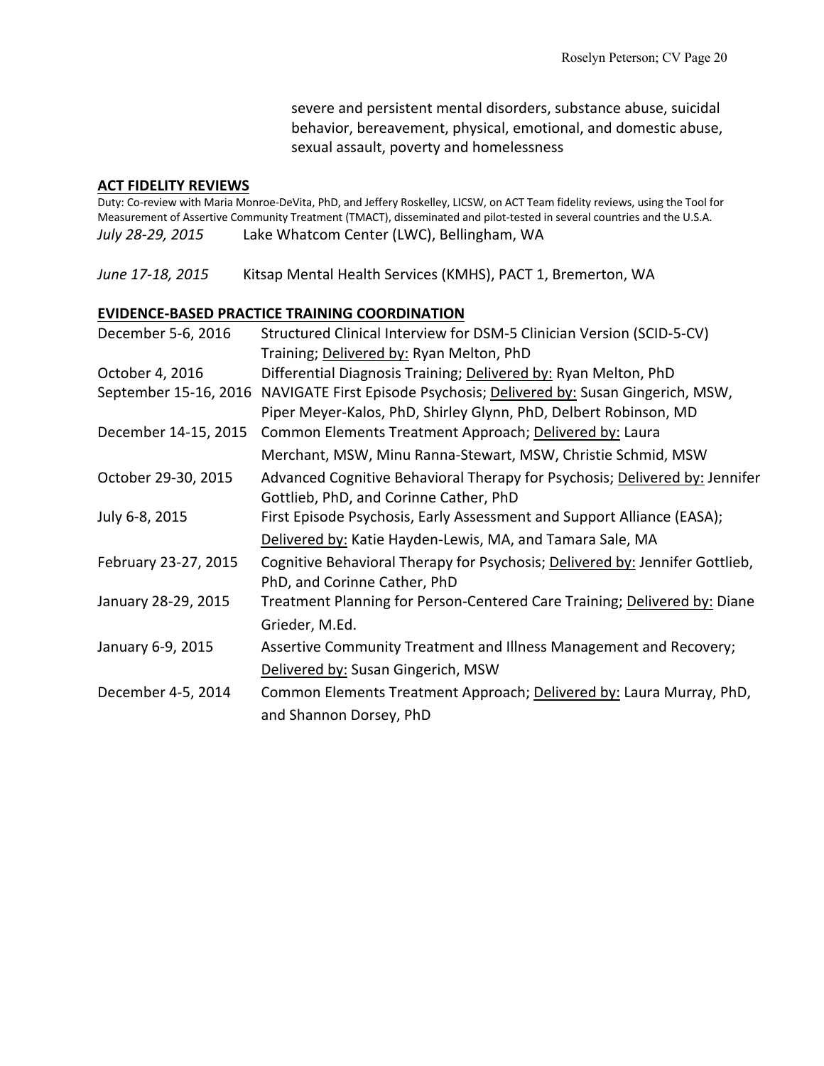severe and persistent mental disorders, substance abuse, suicidal behavior, bereavement, physical, emotional, and domestic abuse, sexual assault, poverty and homelessness

## ACT FIDELITY REVIEWS

Duty: Co-review with Maria Monroe-DeVita, PhD, and Jeffery Roskelley, LICSW, on ACT Team fidelity reviews, using the Tool for Measurement of Assertive Community Treatment (TMACT), disseminated and pilot-tested in several countries and the U.S.A.

| | |
|---|---|
| *July 28-29, 2015* | Lake Whatcom Center (LWC), Bellingham, WA |
| *June 17-18, 2015* | Kitsap Mental Health Services (KMHS), PACT 1, Bremerton, WA |

## EVIDENCE-BASED PRACTICE TRAINING COORDINATION

| | |
|---|---|
| December 5-6, 2016 | Structured Clinical Interview for DSM-5 Clinician Version (SCID-5-CV) Training; Delivered by: Ryan Melton, PhD |
| October 4, 2016 | Differential Diagnosis Training; Delivered by: Ryan Melton, PhD |
| September 15-16, 2016 | NAVIGATE First Episode Psychosis; Delivered by: Susan Gingerich, MSW, Piper Meyer-Kalos, PhD, Shirley Glynn, PhD, Delbert Robinson, MD |
| December 14-15, 2015 | Common Elements Treatment Approach; Delivered by: Laura Merchant, MSW, Minu Ranna-Stewart, MSW, Christie Schmid, MSW |
| October 29-30, 2015 | Advanced Cognitive Behavioral Therapy for Psychosis; Delivered by: Jennifer Gottlieb, PhD, and Corinne Cather, PhD |
| July 6-8, 2015 | First Episode Psychosis, Early Assessment and Support Alliance (EASA); Delivered by: Katie Hayden-Lewis, MA, and Tamara Sale, MA |
| February 23-27, 2015 | Cognitive Behavioral Therapy for Psychosis; Delivered by: Jennifer Gottlieb, PhD, and Corinne Cather, PhD |
| January 28-29, 2015 | Treatment Planning for Person-Centered Care Training; Delivered by: Diane Grieder, M.Ed. |
| January 6-9, 2015 | Assertive Community Treatment and Illness Management and Recovery; Delivered by: Susan Gingerich, MSW |
| December 4-5, 2014 | Common Elements Treatment Approach; Delivered by: Laura Murray, PhD, and Shannon Dorsey, PhD |